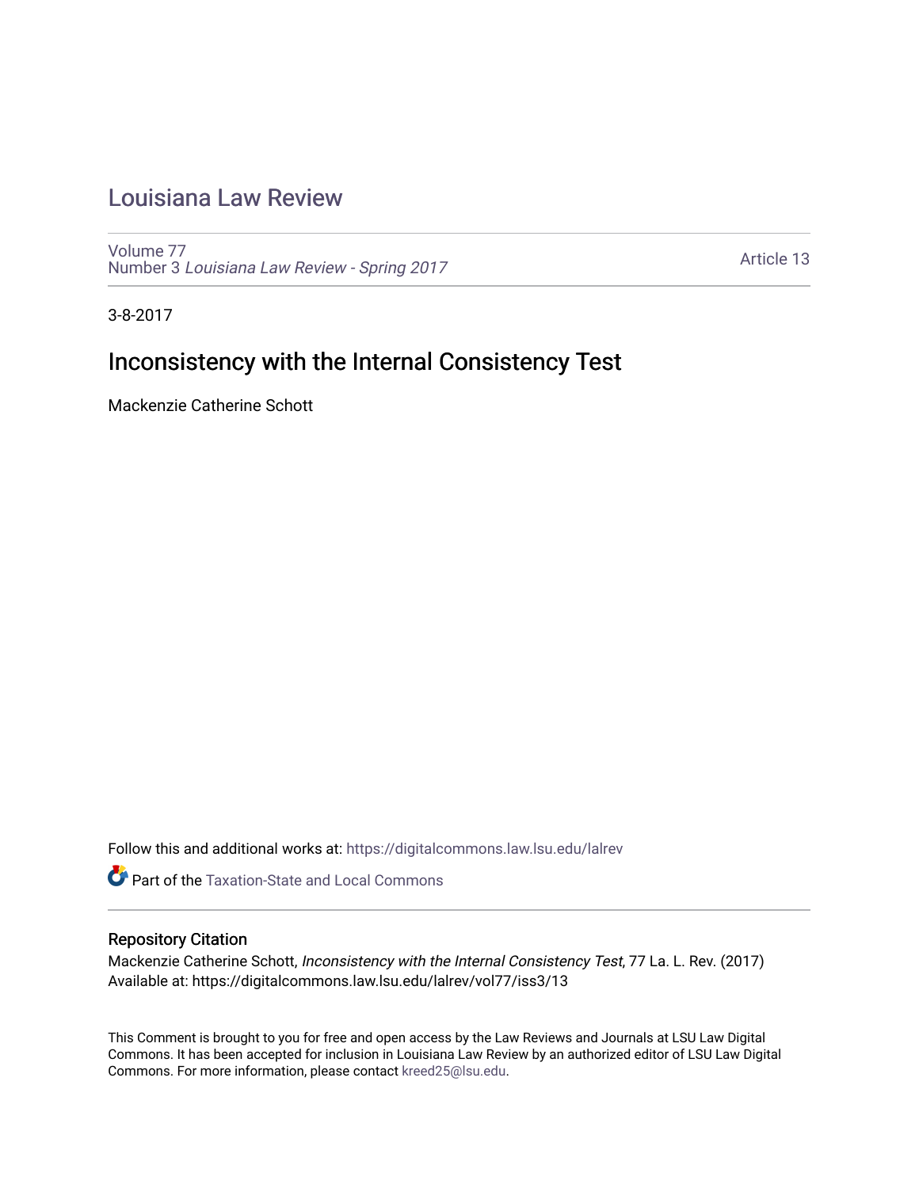# Louisiana Law Review

Volume 77
Number 3 *Louisiana Law Review - Spring 2017*

Article 13

3-8-2017

## Inconsistency with the Internal Consistency Test

Mackenzie Catherine Schott

Follow this and additional works at: https://digitalcommons.law.lsu.edu/lalrev

Part of the Taxation-State and Local Commons

### Repository Citation

Mackenzie Catherine Schott, *Inconsistency with the Internal Consistency Test*, 77 La. L. Rev. (2017)
Available at: https://digitalcommons.law.lsu.edu/lalrev/vol77/iss3/13

This Comment is brought to you for free and open access by the Law Reviews and Journals at LSU Law Digital Commons. It has been accepted for inclusion in Louisiana Law Review by an authorized editor of LSU Law Digital Commons. For more information, please contact kreed25@lsu.edu.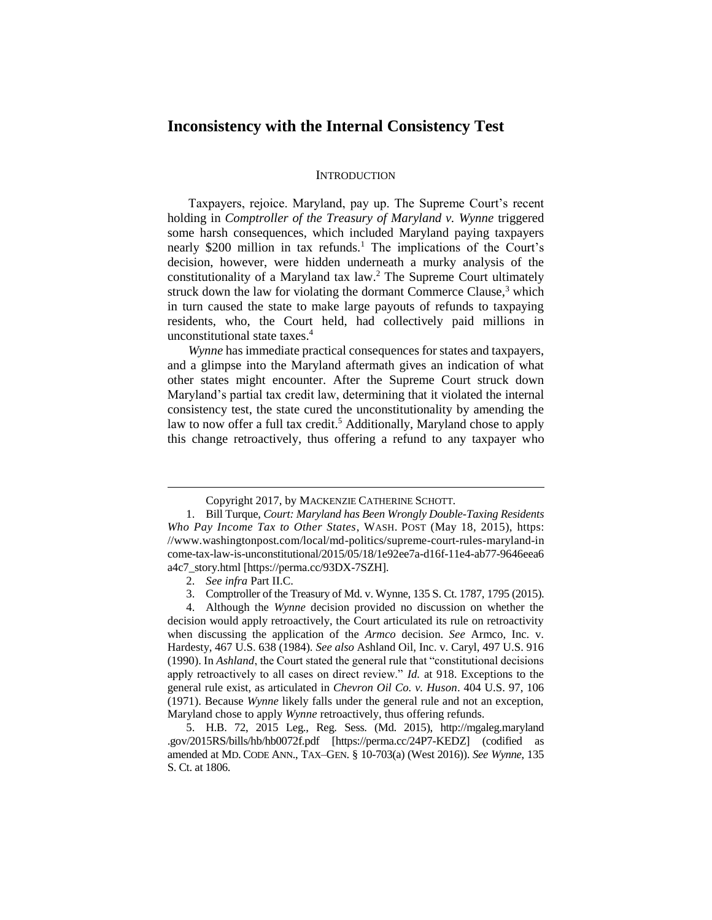# Inconsistency with the Internal Consistency Test

## INTRODUCTION

Taxpayers, rejoice. Maryland, pay up. The Supreme Court's recent holding in *Comptroller of the Treasury of Maryland v. Wynne* triggered some harsh consequences, which included Maryland paying taxpayers nearly $200 million in tax refunds.[1] The implications of the Court's decision, however, were hidden underneath a murky analysis of the constitutionality of a Maryland tax law.[2] The Supreme Court ultimately struck down the law for violating the dormant Commerce Clause,[3] which in turn caused the state to make large payouts of refunds to taxpaying residents, who, the Court held, had collectively paid millions in unconstitutional state taxes.[4]

*Wynne* has immediate practical consequences for states and taxpayers, and a glimpse into the Maryland aftermath gives an indication of what other states might encounter. After the Supreme Court struck down Maryland's partial tax credit law, determining that it violated the internal consistency test, the state cured the unconstitutionality by amending the law to now offer a full tax credit.[5] Additionally, Maryland chose to apply this change retroactively, thus offering a refund to any taxpayer who

---

Copyright 2017, by MACKENZIE CATHERINE SCHOTT.

1. Bill Turque, *Court: Maryland has Been Wrongly Double-Taxing Residents Who Pay Income Tax to Other States*, WASH. POST (May 18, 2015), https://www.washingtonpost.com/local/md-politics/supreme-court-rules-maryland-income-tax-law-is-unconstitutional/2015/05/18/1e92ee7a-d16f-11e4-ab77-9646eea6a4c7_story.html [https://perma.cc/93DX-7SZH].

2. *See infra* Part II.C.

3. Comptroller of the Treasury of Md. v. Wynne, 135 S. Ct. 1787, 1795 (2015).

4. Although the *Wynne* decision provided no discussion on whether the decision would apply retroactively, the Court articulated its rule on retroactivity when discussing the application of the *Armco* decision. *See* Armco, Inc. v. Hardesty, 467 U.S. 638 (1984). *See also* Ashland Oil, Inc. v. Caryl, 497 U.S. 916 (1990). In *Ashland*, the Court stated the general rule that "constitutional decisions apply retroactively to all cases on direct review." *Id.* at 918. Exceptions to the general rule exist, as articulated in *Chevron Oil Co. v. Huson*. 404 U.S. 97, 106 (1971). Because *Wynne* likely falls under the general rule and not an exception, Maryland chose to apply *Wynne* retroactively, thus offering refunds.

5. H.B. 72, 2015 Leg., Reg. Sess. (Md. 2015), http://mgaleg.maryland.gov/2015RS/bills/hb/hb0072f.pdf [https://perma.cc/24P7-KEDZ] (codified as amended at MD. CODE ANN., TAX–GEN. § 10-703(a) (West 2016)). *See Wynne*, 135 S. Ct. at 1806.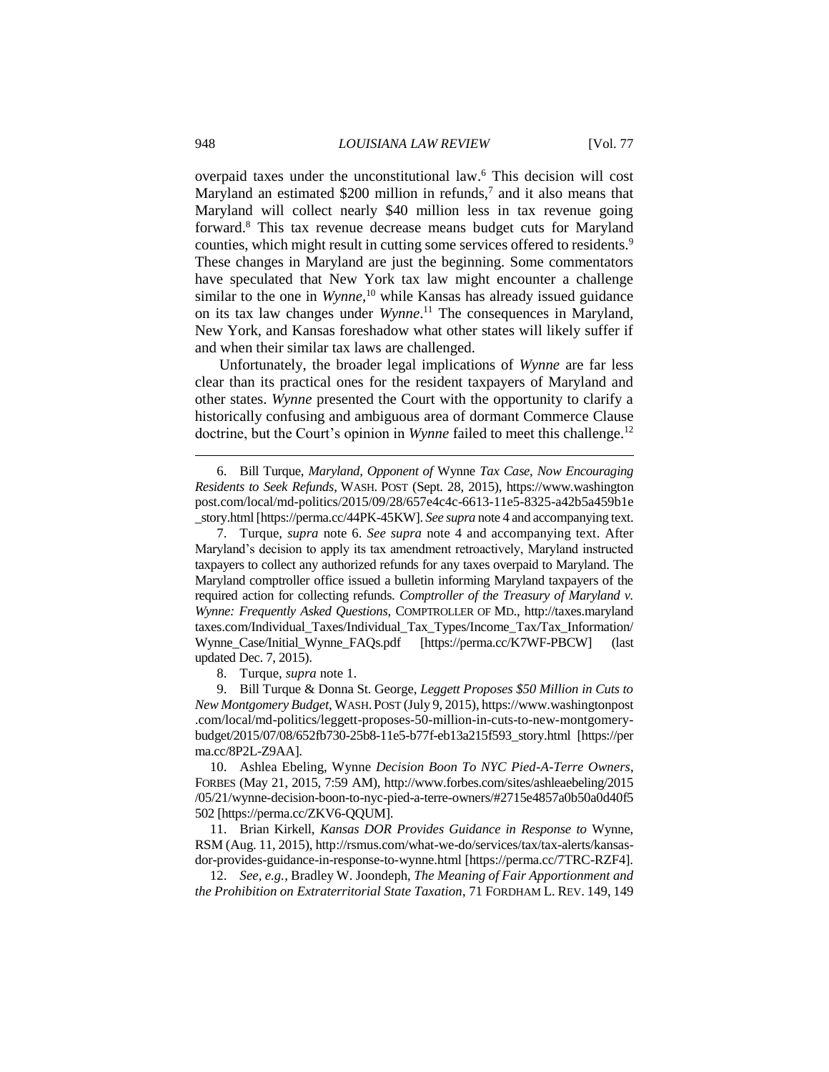overpaid taxes under the unconstitutional law.[6] This decision will cost Maryland an estimated $200 million in refunds,[7] and it also means that Maryland will collect nearly $40 million less in tax revenue going forward.[8] This tax revenue decrease means budget cuts for Maryland counties, which might result in cutting some services offered to residents.[9] These changes in Maryland are just the beginning. Some commentators have speculated that New York tax law might encounter a challenge similar to the one in *Wynne*,[10] while Kansas has already issued guidance on its tax law changes under *Wynne*.[11] The consequences in Maryland, New York, and Kansas foreshadow what other states will likely suffer if and when their similar tax laws are challenged.

Unfortunately, the broader legal implications of *Wynne* are far less clear than its practical ones for the resident taxpayers of Maryland and other states. *Wynne* presented the Court with the opportunity to clarify a historically confusing and ambiguous area of dormant Commerce Clause doctrine, but the Court's opinion in *Wynne* failed to meet this challenge.[12]

---

6. Bill Turque, *Maryland, Opponent of* Wynne *Tax Case, Now Encouraging Residents to Seek Refunds*, WASH. POST (Sept. 28, 2015), https://www.washingtonpost.com/local/md-politics/2015/09/28/657e4c4c-6613-11e5-8325-a42b5a459b1e_story.html [https://perma.cc/44PK-45KW]. *See supra* note 4 and accompanying text.

7. Turque, *supra* note 6. *See supra* note 4 and accompanying text. After Maryland's decision to apply its tax amendment retroactively, Maryland instructed taxpayers to collect any authorized refunds for any taxes overpaid to Maryland. The Maryland comptroller office issued a bulletin informing Maryland taxpayers of the required action for collecting refunds. *Comptroller of the Treasury of Maryland v. Wynne: Frequently Asked Questions*, COMPTROLLER OF MD., http://taxes.marylandtaxes.com/Individual_Taxes/Individual_Tax_Types/Income_Tax/Tax_Information/Wynne_Case/Initial_Wynne_FAQs.pdf [https://perma.cc/K7WF-PBCW] (last updated Dec. 7, 2015).

8. Turque, *supra* note 1.

9. Bill Turque & Donna St. George, *Leggett Proposes $50 Million in Cuts to New Montgomery Budget*, WASH. POST (July 9, 2015), https://www.washingtonpost.com/local/md-politics/leggett-proposes-50-million-in-cuts-to-new-montgomery-budget/2015/07/08/652fb730-25b8-11e5-b77f-eb13a215f593_story.html [https://perma.cc/8P2L-Z9AA].

10. Ashlea Ebeling, Wynne *Decision Boon To NYC Pied-A-Terre Owners*, FORBES (May 21, 2015, 7:59 AM), http://www.forbes.com/sites/ashleaebeling/2015/05/21/wynne-decision-boon-to-nyc-pied-a-terre-owners/#2715e4857a0b50a0d40f5502 [https://perma.cc/ZKV6-QQUM].

11. Brian Kirkell, *Kansas DOR Provides Guidance in Response to* Wynne, RSM (Aug. 11, 2015), http://rsmus.com/what-we-do/services/tax/tax-alerts/kansas-dor-provides-guidance-in-response-to-wynne.html [https://perma.cc/7TRC-RZF4].

12. *See, e.g.*, Bradley W. Joondeph, *The Meaning of Fair Apportionment and the Prohibition on Extraterritorial State Taxation*, 71 FORDHAM L. REV. 149, 149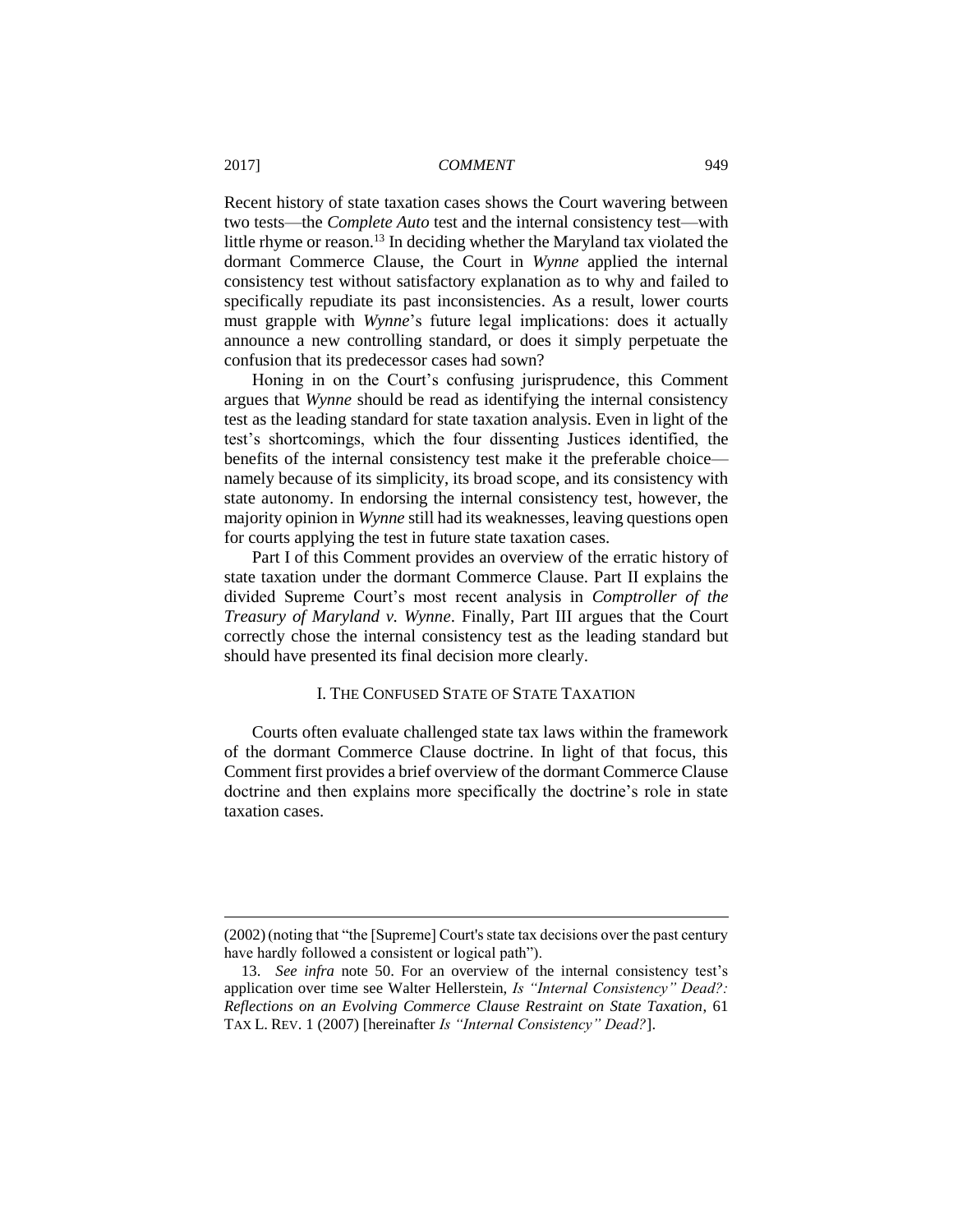Recent history of state taxation cases shows the Court wavering between two tests—the *Complete Auto* test and the internal consistency test—with little rhyme or reason.[13] In deciding whether the Maryland tax violated the dormant Commerce Clause, the Court in *Wynne* applied the internal consistency test without satisfactory explanation as to why and failed to specifically repudiate its past inconsistencies. As a result, lower courts must grapple with *Wynne*'s future legal implications: does it actually announce a new controlling standard, or does it simply perpetuate the confusion that its predecessor cases had sown?

Honing in on the Court's confusing jurisprudence, this Comment argues that *Wynne* should be read as identifying the internal consistency test as the leading standard for state taxation analysis. Even in light of the test's shortcomings, which the four dissenting Justices identified, the benefits of the internal consistency test make it the preferable choice—namely because of its simplicity, its broad scope, and its consistency with state autonomy. In endorsing the internal consistency test, however, the majority opinion in *Wynne* still had its weaknesses, leaving questions open for courts applying the test in future state taxation cases.

Part I of this Comment provides an overview of the erratic history of state taxation under the dormant Commerce Clause. Part II explains the divided Supreme Court's most recent analysis in *Comptroller of the Treasury of Maryland v. Wynne*. Finally, Part III argues that the Court correctly chose the internal consistency test as the leading standard but should have presented its final decision more clearly.

## I. The Confused State of State Taxation

Courts often evaluate challenged state tax laws within the framework of the dormant Commerce Clause doctrine. In light of that focus, this Comment first provides a brief overview of the dormant Commerce Clause doctrine and then explains more specifically the doctrine's role in state taxation cases.

---

(2002) (noting that "the [Supreme] Court's state tax decisions over the past century have hardly followed a consistent or logical path").

13. *See infra* note 50. For an overview of the internal consistency test's application over time see Walter Hellerstein, *Is "Internal Consistency" Dead?: Reflections on an Evolving Commerce Clause Restraint on State Taxation*, 61 TAX L. REV. 1 (2007) [hereinafter *Is "Internal Consistency" Dead?*].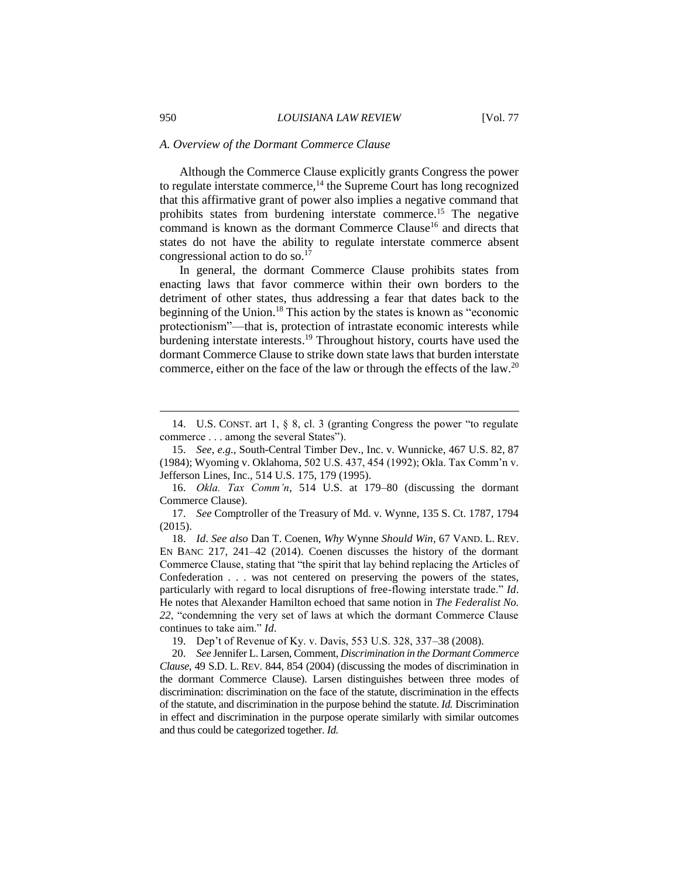### *A. Overview of the Dormant Commerce Clause*

Although the Commerce Clause explicitly grants Congress the power to regulate interstate commerce,[14] the Supreme Court has long recognized that this affirmative grant of power also implies a negative command that prohibits states from burdening interstate commerce.[15] The negative command is known as the dormant Commerce Clause[16] and directs that states do not have the ability to regulate interstate commerce absent congressional action to do so.[17]

In general, the dormant Commerce Clause prohibits states from enacting laws that favor commerce within their own borders to the detriment of other states, thus addressing a fear that dates back to the beginning of the Union.[18] This action by the states is known as "economic protectionism"—that is, protection of intrastate economic interests while burdening interstate interests.[19] Throughout history, courts have used the dormant Commerce Clause to strike down state laws that burden interstate commerce, either on the face of the law or through the effects of the law.[20]

---

14. U.S. CONST. art 1, § 8, cl. 3 (granting Congress the power "to regulate commerce . . . among the several States").

15. *See, e.g.*, South-Central Timber Dev., Inc. v. Wunnicke, 467 U.S. 82, 87 (1984); Wyoming v. Oklahoma, 502 U.S. 437, 454 (1992); Okla. Tax Comm'n v. Jefferson Lines, Inc., 514 U.S. 175, 179 (1995).

16. *Okla. Tax Comm'n*, 514 U.S. at 179–80 (discussing the dormant Commerce Clause).

17. *See* Comptroller of the Treasury of Md. v. Wynne, 135 S. Ct. 1787, 1794 (2015).

18. *Id*. *See also* Dan T. Coenen, *Why* Wynne *Should Win*, 67 VAND. L. REV. EN BANC 217, 241–42 (2014). Coenen discusses the history of the dormant Commerce Clause, stating that "the spirit that lay behind replacing the Articles of Confederation . . . was not centered on preserving the powers of the states, particularly with regard to local disruptions of free-flowing interstate trade." *Id*. He notes that Alexander Hamilton echoed that same notion in *The Federalist No. 22*, "condemning the very set of laws at which the dormant Commerce Clause continues to take aim." *Id*.

19. Dep't of Revenue of Ky. v. Davis, 553 U.S. 328, 337–38 (2008).

20. *See* Jennifer L. Larsen, Comment, *Discrimination in the Dormant Commerce Clause*, 49 S.D. L. REV. 844, 854 (2004) (discussing the modes of discrimination in the dormant Commerce Clause). Larsen distinguishes between three modes of discrimination: discrimination on the face of the statute, discrimination in the effects of the statute, and discrimination in the purpose behind the statute. *Id.* Discrimination in effect and discrimination in the purpose operate similarly with similar outcomes and thus could be categorized together. *Id.*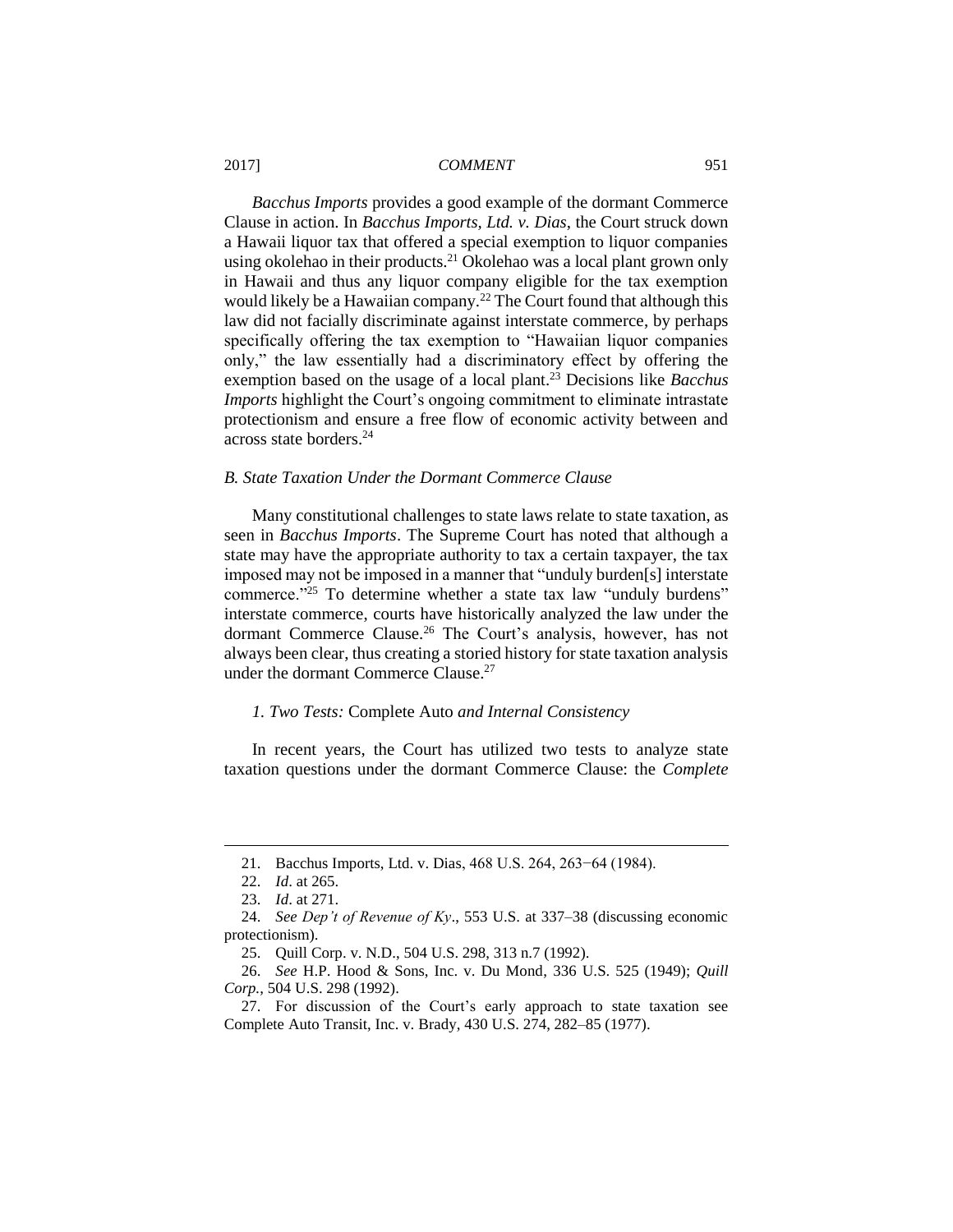*Bacchus Imports* provides a good example of the dormant Commerce Clause in action. In *Bacchus Imports, Ltd. v. Dias*, the Court struck down a Hawaii liquor tax that offered a special exemption to liquor companies using okolehao in their products.[21] Okolehao was a local plant grown only in Hawaii and thus any liquor company eligible for the tax exemption would likely be a Hawaiian company.[22] The Court found that although this law did not facially discriminate against interstate commerce, by perhaps specifically offering the tax exemption to "Hawaiian liquor companies only," the law essentially had a discriminatory effect by offering the exemption based on the usage of a local plant.[23] Decisions like *Bacchus Imports* highlight the Court's ongoing commitment to eliminate intrastate protectionism and ensure a free flow of economic activity between and across state borders.[24]

### *B. State Taxation Under the Dormant Commerce Clause*

Many constitutional challenges to state laws relate to state taxation, as seen in *Bacchus Imports*. The Supreme Court has noted that although a state may have the appropriate authority to tax a certain taxpayer, the tax imposed may not be imposed in a manner that "unduly burden[s] interstate commerce."[25] To determine whether a state tax law "unduly burdens" interstate commerce, courts have historically analyzed the law under the dormant Commerce Clause.[26] The Court's analysis, however, has not always been clear, thus creating a storied history for state taxation analysis under the dormant Commerce Clause.[27]

#### *1. Two Tests:* Complete Auto *and Internal Consistency*

In recent years, the Court has utilized two tests to analyze state taxation questions under the dormant Commerce Clause: the *Complete*

---

21. Bacchus Imports, Ltd. v. Dias, 468 U.S. 264, 263−64 (1984).

22. *Id*. at 265.

23. *Id*. at 271.

24. *See Dep't of Revenue of Ky*., 553 U.S. at 337–38 (discussing economic protectionism).

25. Quill Corp. v. N.D., 504 U.S. 298, 313 n.7 (1992).

26. *See* H.P. Hood & Sons, Inc. v. Du Mond, 336 U.S. 525 (1949); *Quill Corp.*, 504 U.S. 298 (1992).

27. For discussion of the Court's early approach to state taxation see Complete Auto Transit, Inc. v. Brady, 430 U.S. 274, 282–85 (1977).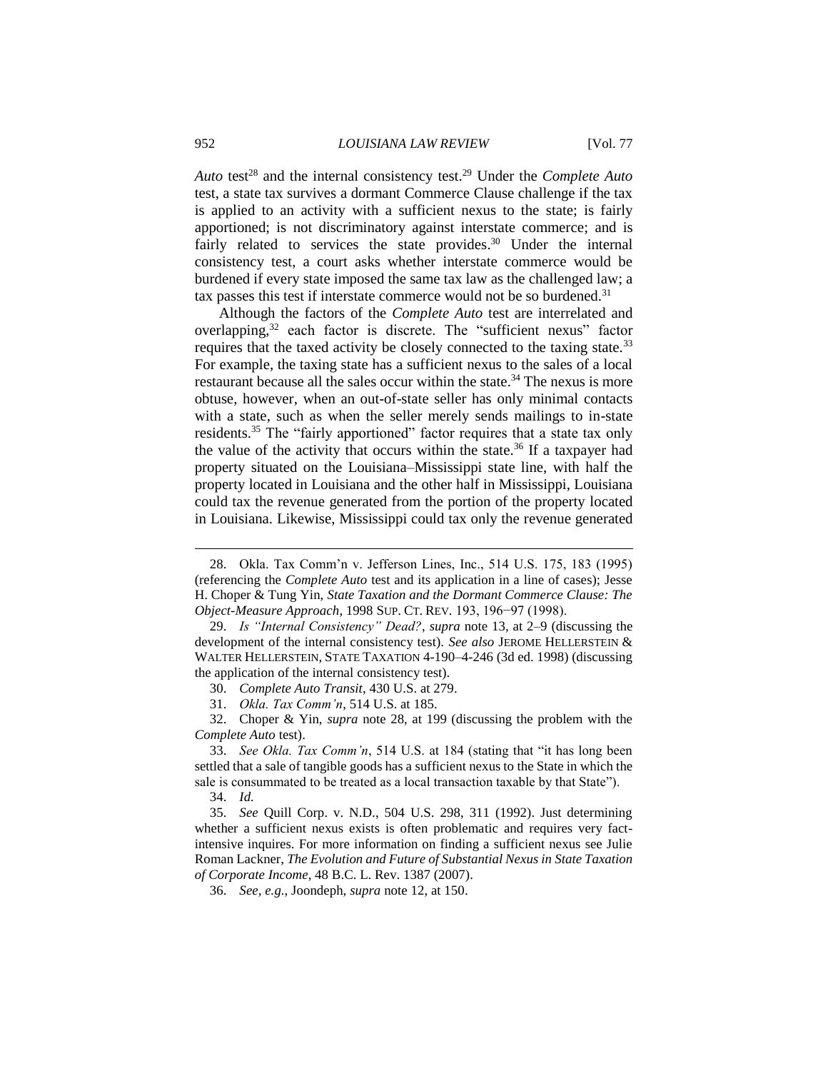*Auto* test[28] and the internal consistency test.[29] Under the *Complete Auto* test, a state tax survives a dormant Commerce Clause challenge if the tax is applied to an activity with a sufficient nexus to the state; is fairly apportioned; is not discriminatory against interstate commerce; and is fairly related to services the state provides.[30] Under the internal consistency test, a court asks whether interstate commerce would be burdened if every state imposed the same tax law as the challenged law; a tax passes this test if interstate commerce would not be so burdened.[31]

Although the factors of the *Complete Auto* test are interrelated and overlapping,[32] each factor is discrete. The "sufficient nexus" factor requires that the taxed activity be closely connected to the taxing state.[33] For example, the taxing state has a sufficient nexus to the sales of a local restaurant because all the sales occur within the state.[34] The nexus is more obtuse, however, when an out-of-state seller has only minimal contacts with a state, such as when the seller merely sends mailings to in-state residents.[35] The "fairly apportioned" factor requires that a state tax only the value of the activity that occurs within the state.[36] If a taxpayer had property situated on the Louisiana–Mississippi state line, with half the property located in Louisiana and the other half in Mississippi, Louisiana could tax the revenue generated from the portion of the property located in Louisiana. Likewise, Mississippi could tax only the revenue generated

---

28. Okla. Tax Comm'n v. Jefferson Lines, Inc., 514 U.S. 175, 183 (1995) (referencing the *Complete Auto* test and its application in a line of cases); Jesse H. Choper & Tung Yin, *State Taxation and the Dormant Commerce Clause: The Object-Measure Approach*, 1998 SUP. CT. REV. 193, 196−97 (1998).

29. *Is "Internal Consistency" Dead?*, *supra* note 13, at 2–9 (discussing the development of the internal consistency test). *See also* JEROME HELLERSTEIN & WALTER HELLERSTEIN, STATE TAXATION 4-190–4-246 (3d ed. 1998) (discussing the application of the internal consistency test).

30. *Complete Auto Transit*, 430 U.S. at 279.

31. *Okla. Tax Comm'n*, 514 U.S. at 185.

32. Choper & Yin, *supra* note 28, at 199 (discussing the problem with the *Complete Auto* test).

33. *See Okla. Tax Comm'n*, 514 U.S. at 184 (stating that "it has long been settled that a sale of tangible goods has a sufficient nexus to the State in which the sale is consummated to be treated as a local transaction taxable by that State").

34. *Id.*

35. *See* Quill Corp. v. N.D., 504 U.S. 298, 311 (1992). Just determining whether a sufficient nexus exists is often problematic and requires very fact-intensive inquires. For more information on finding a sufficient nexus see Julie Roman Lackner, *The Evolution and Future of Substantial Nexus in State Taxation of Corporate Income*, 48 B.C. L. Rev. 1387 (2007).

36. *See, e.g.*, Joondeph, *supra* note 12, at 150.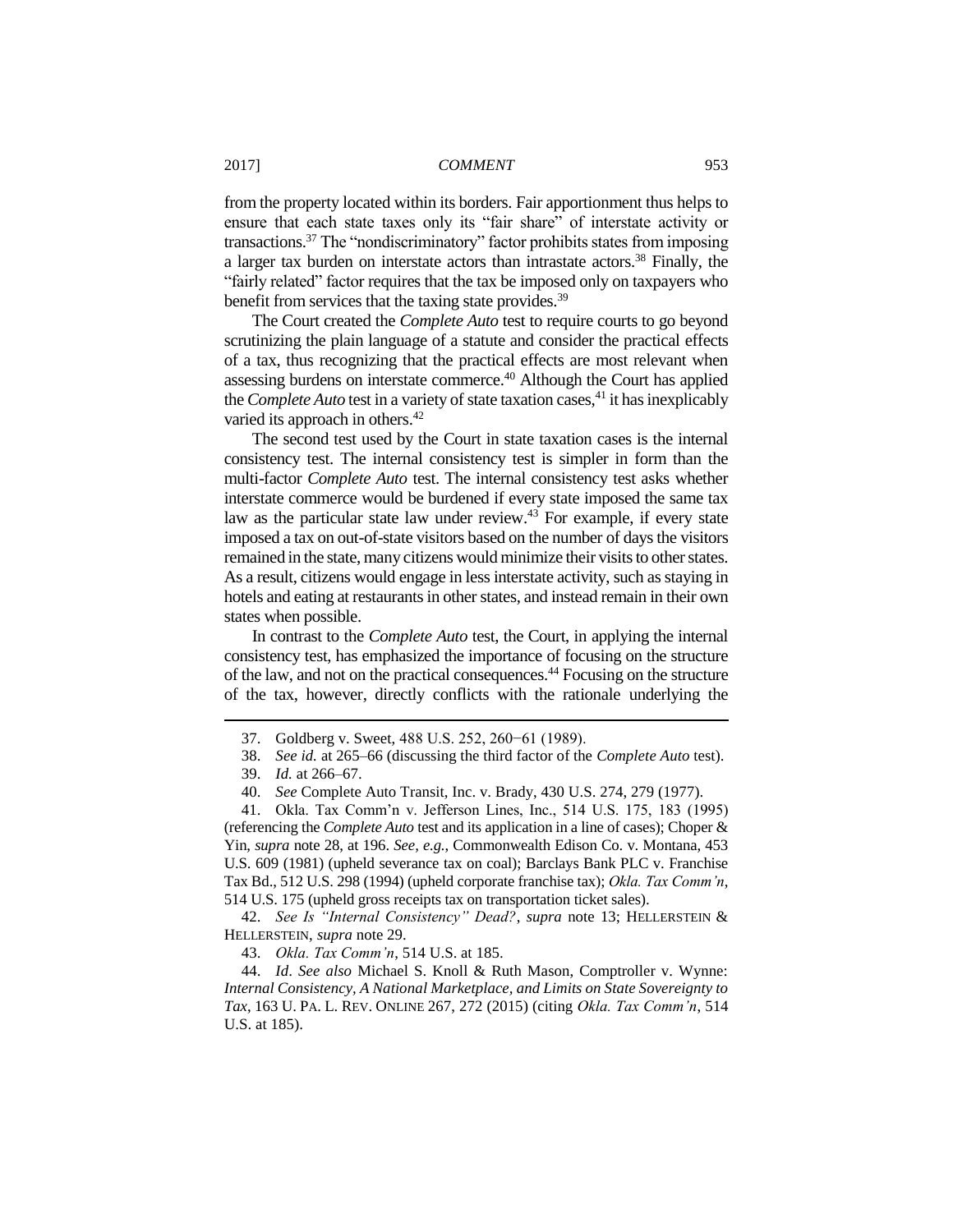from the property located within its borders. Fair apportionment thus helps to ensure that each state taxes only its "fair share" of interstate activity or transactions.[37] The "nondiscriminatory" factor prohibits states from imposing a larger tax burden on interstate actors than intrastate actors.[38] Finally, the "fairly related" factor requires that the tax be imposed only on taxpayers who benefit from services that the taxing state provides.[39]

The Court created the *Complete Auto* test to require courts to go beyond scrutinizing the plain language of a statute and consider the practical effects of a tax, thus recognizing that the practical effects are most relevant when assessing burdens on interstate commerce.[40] Although the Court has applied the *Complete Auto* test in a variety of state taxation cases,[41] it has inexplicably varied its approach in others.[42]

The second test used by the Court in state taxation cases is the internal consistency test. The internal consistency test is simpler in form than the multi-factor *Complete Auto* test. The internal consistency test asks whether interstate commerce would be burdened if every state imposed the same tax law as the particular state law under review.[43] For example, if every state imposed a tax on out-of-state visitors based on the number of days the visitors remained in the state, many citizens would minimize their visits to other states. As a result, citizens would engage in less interstate activity, such as staying in hotels and eating at restaurants in other states, and instead remain in their own states when possible.

In contrast to the *Complete Auto* test, the Court, in applying the internal consistency test, has emphasized the importance of focusing on the structure of the law, and not on the practical consequences.[44] Focusing on the structure of the tax, however, directly conflicts with the rationale underlying the

---

37. Goldberg v. Sweet, 488 U.S. 252, 260−61 (1989).

38. *See id.* at 265–66 (discussing the third factor of the *Complete Auto* test).

39. *Id.* at 266–67.

40. *See* Complete Auto Transit, Inc. v. Brady, 430 U.S. 274, 279 (1977).

41. Okla. Tax Comm'n v. Jefferson Lines, Inc., 514 U.S. 175, 183 (1995) (referencing the *Complete Auto* test and its application in a line of cases); Choper & Yin, *supra* note 28, at 196. *See, e.g.*, Commonwealth Edison Co. v. Montana, 453 U.S. 609 (1981) (upheld severance tax on coal); Barclays Bank PLC v. Franchise Tax Bd., 512 U.S. 298 (1994) (upheld corporate franchise tax); *Okla. Tax Comm'n*, 514 U.S. 175 (upheld gross receipts tax on transportation ticket sales).

42. *See Is "Internal Consistency" Dead?*, *supra* note 13; HELLERSTEIN & HELLERSTEIN, *supra* note 29.

43. *Okla. Tax Comm'n*, 514 U.S. at 185.

44. *Id*. *See also* Michael S. Knoll & Ruth Mason, Comptroller v. Wynne: *Internal Consistency, A National Marketplace, and Limits on State Sovereignty to Tax*, 163 U. PA. L. REV. ONLINE 267, 272 (2015) (citing *Okla. Tax Comm'n*, 514 U.S. at 185).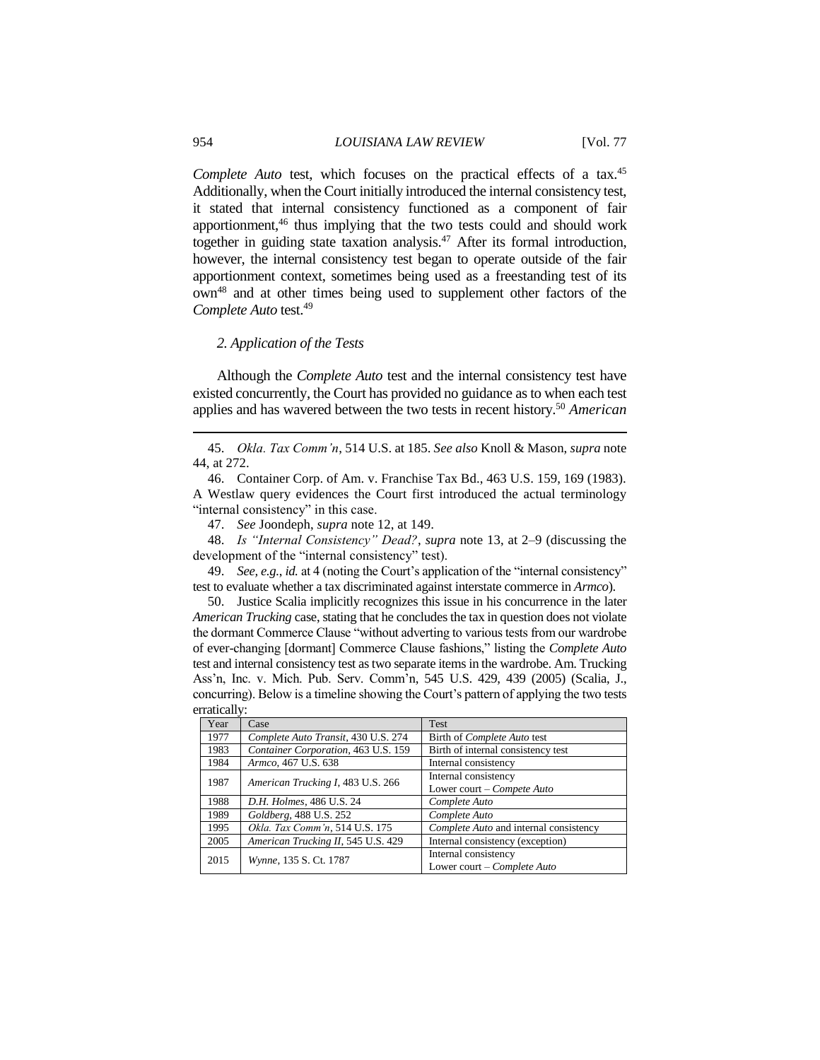*Complete Auto* test, which focuses on the practical effects of a tax.[45] Additionally, when the Court initially introduced the internal consistency test, it stated that internal consistency functioned as a component of fair apportionment,[46] thus implying that the two tests could and should work together in guiding state taxation analysis.[47] After its formal introduction, however, the internal consistency test began to operate outside of the fair apportionment context, sometimes being used as a freestanding test of its own[48] and at other times being used to supplement other factors of the *Complete Auto* test.[49]

### *2. Application of the Tests*

Although the *Complete Auto* test and the internal consistency test have existed concurrently, the Court has provided no guidance as to when each test applies and has wavered between the two tests in recent history.[50] *American*

---

45. *Okla. Tax Comm'n*, 514 U.S. at 185. *See also* Knoll & Mason, *supra* note 44, at 272.

46. Container Corp. of Am. v. Franchise Tax Bd., 463 U.S. 159, 169 (1983). A Westlaw query evidences the Court first introduced the actual terminology "internal consistency" in this case.

47. *See* Joondeph, *supra* note 12, at 149.

48. *Is "Internal Consistency" Dead?*, *supra* note 13, at 2–9 (discussing the development of the "internal consistency" test).

49. *See, e.g.*, *id.* at 4 (noting the Court's application of the "internal consistency" test to evaluate whether a tax discriminated against interstate commerce in *Armco*).

50. Justice Scalia implicitly recognizes this issue in his concurrence in the later *American Trucking* case, stating that he concludes the tax in question does not violate the dormant Commerce Clause "without adverting to various tests from our wardrobe of ever-changing [dormant] Commerce Clause fashions," listing the *Complete Auto* test and internal consistency test as two separate items in the wardrobe. Am. Trucking Ass'n, Inc. v. Mich. Pub. Serv. Comm'n, 545 U.S. 429, 439 (2005) (Scalia, J., concurring). Below is a timeline showing the Court's pattern of applying the two tests erratically:

| Year | Case | Test |
|---|---|---|
| 1977 | *Complete Auto Transit*, 430 U.S. 274 | Birth of *Complete Auto* test |
| 1983 | *Container Corporation*, 463 U.S. 159 | Birth of internal consistency test |
| 1984 | *Armco*, 467 U.S. 638 | Internal consistency |
| 1987 | *American Trucking I*, 483 U.S. 266 | Internal consistency<br>Lower court – *Compete Auto* |
| 1988 | *D.H. Holmes*, 486 U.S. 24 | *Complete Auto* |
| 1989 | *Goldberg*, 488 U.S. 252 | *Complete Auto* |
| 1995 | *Okla. Tax Comm'n*, 514 U.S. 175 | *Complete Auto* and internal consistency |
| 2005 | *American Trucking II*, 545 U.S. 429 | Internal consistency (exception) |
| 2015 | *Wynne*, 135 S. Ct. 1787 | Internal consistency<br>Lower court – *Complete Auto* |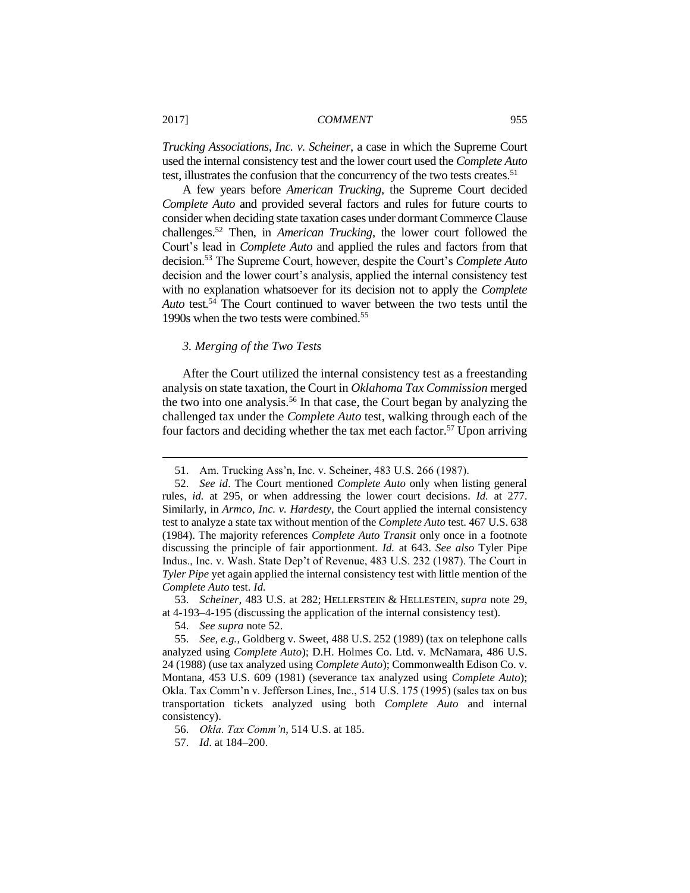*Trucking Associations, Inc. v. Scheiner*, a case in which the Supreme Court used the internal consistency test and the lower court used the *Complete Auto* test, illustrates the confusion that the concurrency of the two tests creates.[51]

A few years before *American Trucking*, the Supreme Court decided *Complete Auto* and provided several factors and rules for future courts to consider when deciding state taxation cases under dormant Commerce Clause challenges.[52] Then, in *American Trucking*, the lower court followed the Court's lead in *Complete Auto* and applied the rules and factors from that decision.[53] The Supreme Court, however, despite the Court's *Complete Auto* decision and the lower court's analysis, applied the internal consistency test with no explanation whatsoever for its decision not to apply the *Complete Auto* test.[54] The Court continued to waver between the two tests until the 1990s when the two tests were combined.[55]

### *3. Merging of the Two Tests*

After the Court utilized the internal consistency test as a freestanding analysis on state taxation, the Court in *Oklahoma Tax Commission* merged the two into one analysis.[56] In that case, the Court began by analyzing the challenged tax under the *Complete Auto* test, walking through each of the four factors and deciding whether the tax met each factor.[57] Upon arriving

---

51. Am. Trucking Ass'n, Inc. v. Scheiner, 483 U.S. 266 (1987).

52. *See id*. The Court mentioned *Complete Auto* only when listing general rules, *id.* at 295, or when addressing the lower court decisions. *Id.* at 277. Similarly, in *Armco, Inc. v. Hardesty*, the Court applied the internal consistency test to analyze a state tax without mention of the *Complete Auto* test. 467 U.S. 638 (1984). The majority references *Complete Auto Transit* only once in a footnote discussing the principle of fair apportionment. *Id.* at 643. *See also* Tyler Pipe Indus., Inc. v. Wash. State Dep't of Revenue, 483 U.S. 232 (1987). The Court in *Tyler Pipe* yet again applied the internal consistency test with little mention of the *Complete Auto* test. *Id.*

53. *Scheiner*, 483 U.S. at 282; HELLERSTEIN & HELLESTEIN, *supra* note 29, at 4-193–4-195 (discussing the application of the internal consistency test).

54. *See supra* note 52.

55. *See, e.g.*, Goldberg v. Sweet, 488 U.S. 252 (1989) (tax on telephone calls analyzed using *Complete Auto*); D.H. Holmes Co. Ltd. v. McNamara, 486 U.S. 24 (1988) (use tax analyzed using *Complete Auto*); Commonwealth Edison Co. v. Montana, 453 U.S. 609 (1981) (severance tax analyzed using *Complete Auto*); Okla. Tax Comm'n v. Jefferson Lines, Inc., 514 U.S. 175 (1995) (sales tax on bus transportation tickets analyzed using both *Complete Auto* and internal consistency).

56. *Okla. Tax Comm'n*, 514 U.S. at 185.

57. *Id*. at 184–200.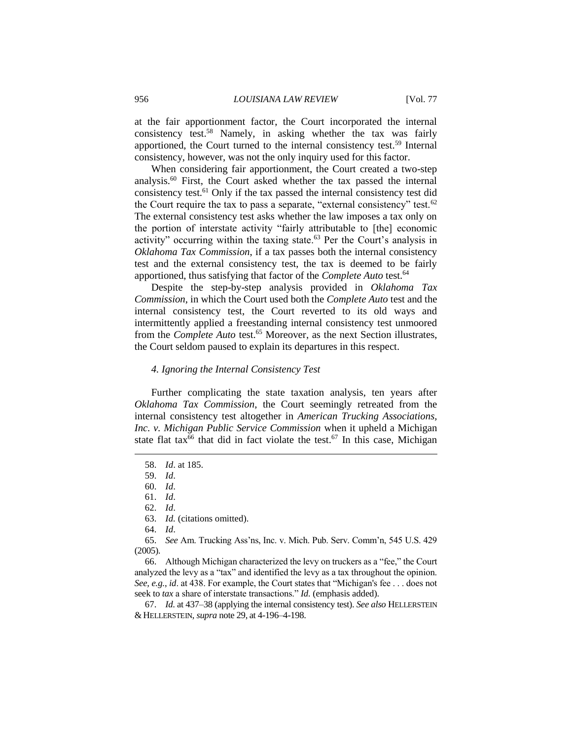at the fair apportionment factor, the Court incorporated the internal consistency test.[58] Namely, in asking whether the tax was fairly apportioned, the Court turned to the internal consistency test.[59] Internal consistency, however, was not the only inquiry used for this factor.

When considering fair apportionment, the Court created a two-step analysis.[60] First, the Court asked whether the tax passed the internal consistency test.[61] Only if the tax passed the internal consistency test did the Court require the tax to pass a separate, "external consistency" test.[62] The external consistency test asks whether the law imposes a tax only on the portion of interstate activity "fairly attributable to [the] economic activity" occurring within the taxing state.[63] Per the Court's analysis in *Oklahoma Tax Commission*, if a tax passes both the internal consistency test and the external consistency test, the tax is deemed to be fairly apportioned, thus satisfying that factor of the *Complete Auto* test.[64]

Despite the step-by-step analysis provided in *Oklahoma Tax Commission*, in which the Court used both the *Complete Auto* test and the internal consistency test, the Court reverted to its old ways and intermittently applied a freestanding internal consistency test unmoored from the *Complete Auto* test.[65] Moreover, as the next Section illustrates, the Court seldom paused to explain its departures in this respect.

### *4. Ignoring the Internal Consistency Test*

Further complicating the state taxation analysis, ten years after *Oklahoma Tax Commission*, the Court seemingly retreated from the internal consistency test altogether in *American Trucking Associations, Inc. v. Michigan Public Service Commission* when it upheld a Michigan state flat tax[66] that did in fact violate the test.[67] In this case, Michigan

---

58. *Id*. at 185.

59. *Id*.

60. *Id*.

61. *Id*.

62. *Id*.

63. *Id.* (citations omitted).

64. *Id*.

65. *See* Am. Trucking Ass'ns, Inc. v. Mich. Pub. Serv. Comm'n, 545 U.S. 429 (2005).

66. Although Michigan characterized the levy on truckers as a "fee," the Court analyzed the levy as a "tax" and identified the levy as a tax throughout the opinion. *See, e.g.*, *id*. at 438. For example, the Court states that "Michigan's fee . . . does not seek to *tax* a share of interstate transactions." *Id.* (emphasis added).

67. *Id.* at 437–38 (applying the internal consistency test). *See also* HELLERSTEIN & HELLERSTEIN, *supra* note 29, at 4-196–4-198.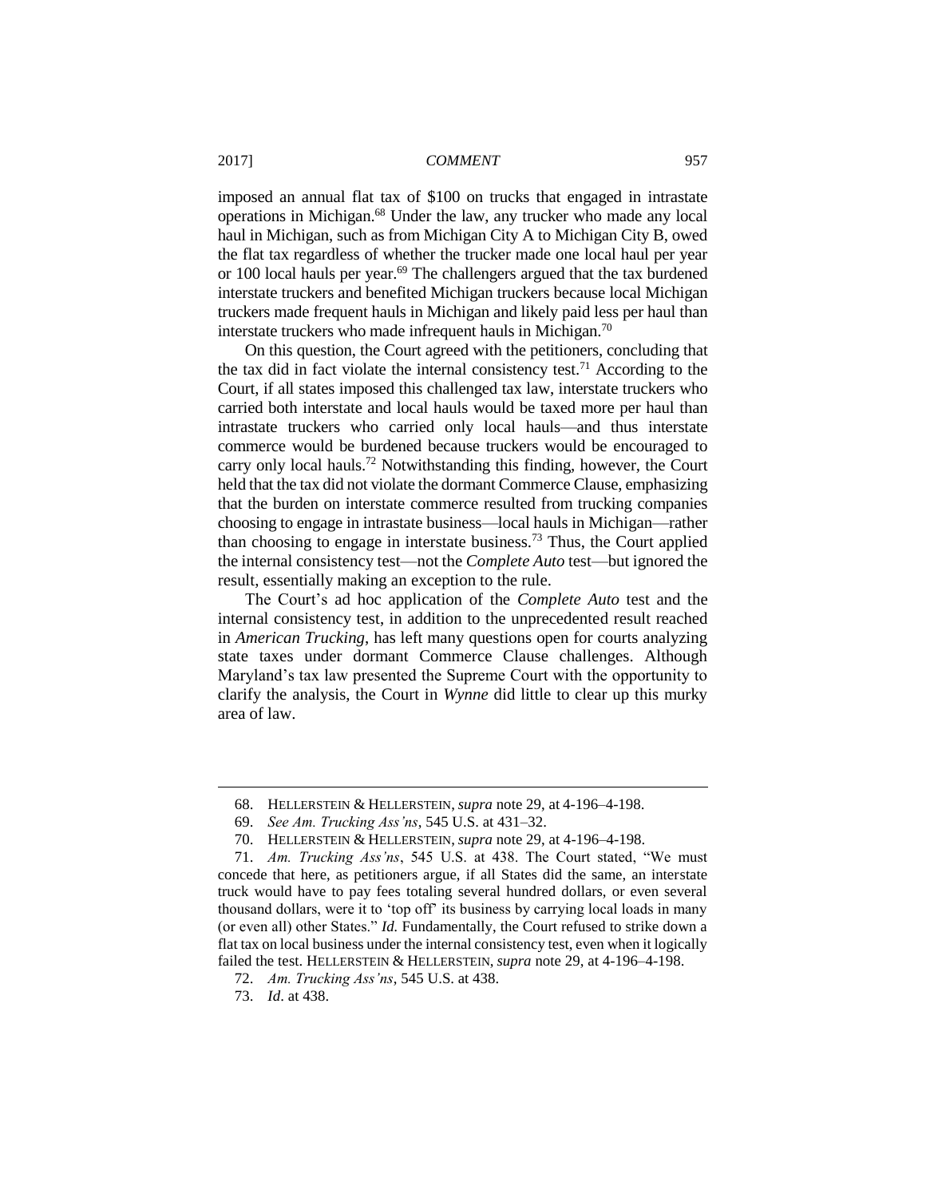imposed an annual flat tax of $100 on trucks that engaged in intrastate operations in Michigan.[68] Under the law, any trucker who made any local haul in Michigan, such as from Michigan City A to Michigan City B, owed the flat tax regardless of whether the trucker made one local haul per year or 100 local hauls per year.[69] The challengers argued that the tax burdened interstate truckers and benefited Michigan truckers because local Michigan truckers made frequent hauls in Michigan and likely paid less per haul than interstate truckers who made infrequent hauls in Michigan.[70]

On this question, the Court agreed with the petitioners, concluding that the tax did in fact violate the internal consistency test.[71] According to the Court, if all states imposed this challenged tax law, interstate truckers who carried both interstate and local hauls would be taxed more per haul than intrastate truckers who carried only local hauls—and thus interstate commerce would be burdened because truckers would be encouraged to carry only local hauls.[72] Notwithstanding this finding, however, the Court held that the tax did not violate the dormant Commerce Clause, emphasizing that the burden on interstate commerce resulted from trucking companies choosing to engage in intrastate business—local hauls in Michigan—rather than choosing to engage in interstate business.[73] Thus, the Court applied the internal consistency test—not the *Complete Auto* test—but ignored the result, essentially making an exception to the rule.

The Court's ad hoc application of the *Complete Auto* test and the internal consistency test, in addition to the unprecedented result reached in *American Trucking*, has left many questions open for courts analyzing state taxes under dormant Commerce Clause challenges. Although Maryland's tax law presented the Supreme Court with the opportunity to clarify the analysis, the Court in *Wynne* did little to clear up this murky area of law.

---

68. HELLERSTEIN & HELLERSTEIN, *supra* note 29, at 4-196–4-198.

69. *See Am. Trucking Ass'ns*, 545 U.S. at 431–32.

70. HELLERSTEIN & HELLERSTEIN, *supra* note 29, at 4-196–4-198.

71. *Am. Trucking Ass'ns*, 545 U.S. at 438. The Court stated, "We must concede that here, as petitioners argue, if all States did the same, an interstate truck would have to pay fees totaling several hundred dollars, or even several thousand dollars, were it to 'top off' its business by carrying local loads in many (or even all) other States." *Id.* Fundamentally, the Court refused to strike down a flat tax on local business under the internal consistency test, even when it logically failed the test. HELLERSTEIN & HELLERSTEIN, *supra* note 29, at 4-196–4-198.

72. *Am. Trucking Ass'ns*, 545 U.S. at 438.

73. *Id*. at 438.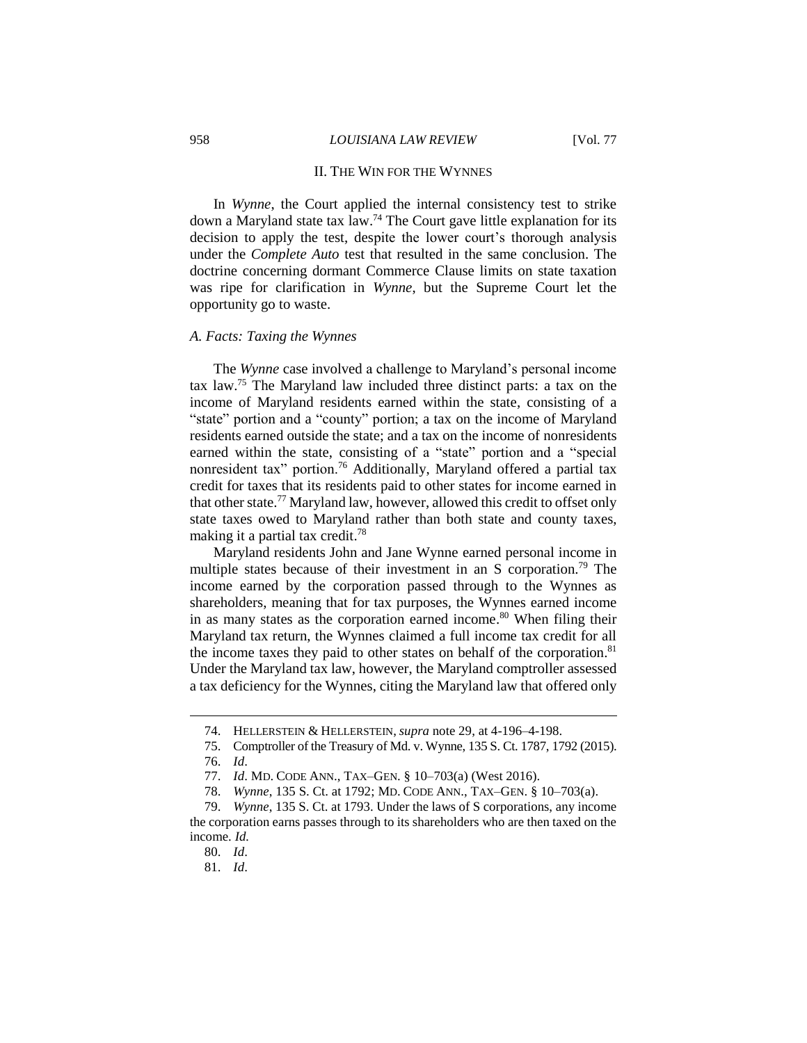## II. THE WIN FOR THE WYNNES

In *Wynne*, the Court applied the internal consistency test to strike down a Maryland state tax law.[74] The Court gave little explanation for its decision to apply the test, despite the lower court's thorough analysis under the *Complete Auto* test that resulted in the same conclusion. The doctrine concerning dormant Commerce Clause limits on state taxation was ripe for clarification in *Wynne*, but the Supreme Court let the opportunity go to waste.

### *A. Facts: Taxing the Wynnes*

The *Wynne* case involved a challenge to Maryland's personal income tax law.[75] The Maryland law included three distinct parts: a tax on the income of Maryland residents earned within the state, consisting of a "state" portion and a "county" portion; a tax on the income of Maryland residents earned outside the state; and a tax on the income of nonresidents earned within the state, consisting of a "state" portion and a "special nonresident tax" portion.[76] Additionally, Maryland offered a partial tax credit for taxes that its residents paid to other states for income earned in that other state.[77] Maryland law, however, allowed this credit to offset only state taxes owed to Maryland rather than both state and county taxes, making it a partial tax credit.[78]

Maryland residents John and Jane Wynne earned personal income in multiple states because of their investment in an S corporation.[79] The income earned by the corporation passed through to the Wynnes as shareholders, meaning that for tax purposes, the Wynnes earned income in as many states as the corporation earned income.[80] When filing their Maryland tax return, the Wynnes claimed a full income tax credit for all the income taxes they paid to other states on behalf of the corporation.[81] Under the Maryland tax law, however, the Maryland comptroller assessed a tax deficiency for the Wynnes, citing the Maryland law that offered only

---

74. HELLERSTEIN & HELLERSTEIN, *supra* note 29, at 4-196–4-198.

75. Comptroller of the Treasury of Md. v. Wynne, 135 S. Ct. 1787, 1792 (2015).

76. *Id*.

77. *Id*. MD. CODE ANN., TAX–GEN. § 10–703(a) (West 2016).

78. *Wynne*, 135 S. Ct. at 1792; MD. CODE ANN., TAX–GEN. § 10–703(a).

79. *Wynne*, 135 S. Ct. at 1793. Under the laws of S corporations, any income the corporation earns passes through to its shareholders who are then taxed on the income. *Id.*

80. *Id*.

81. *Id*.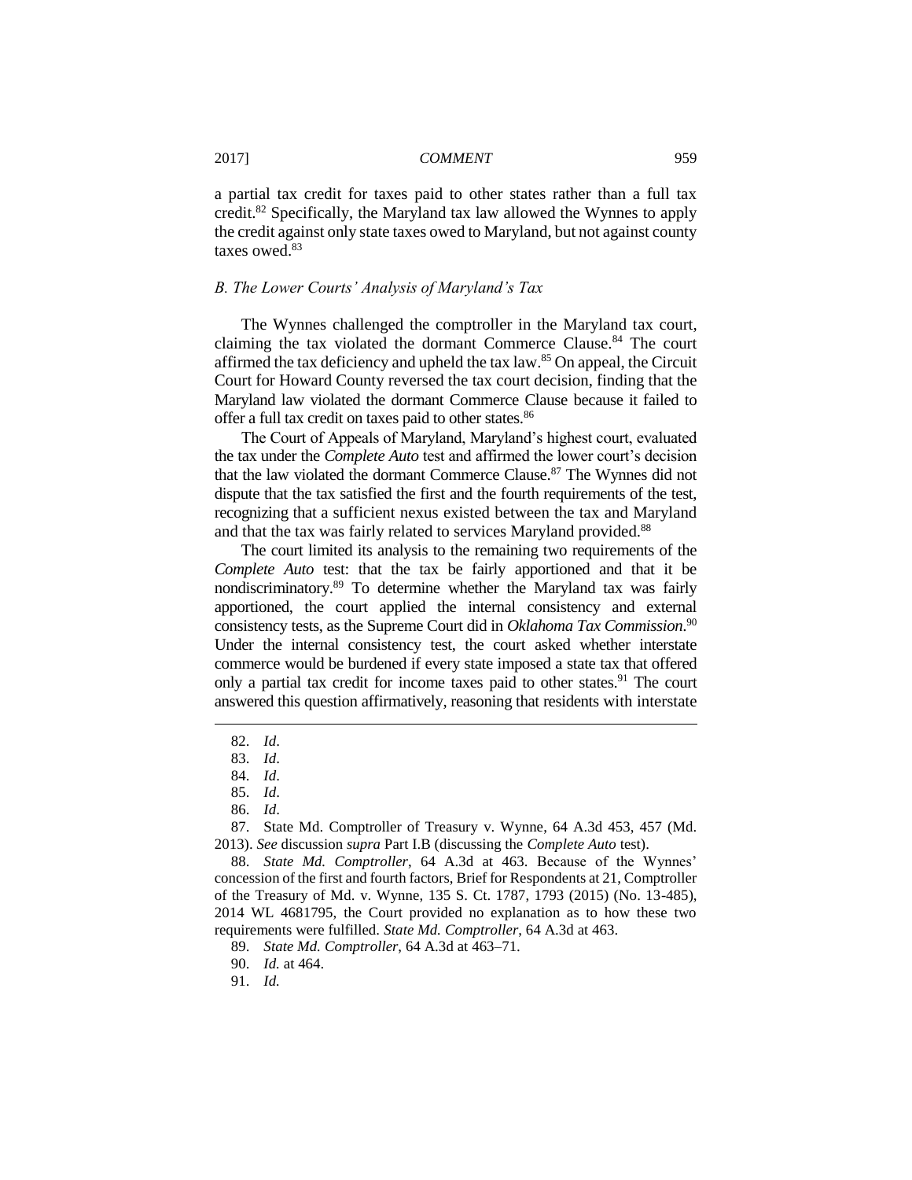a partial tax credit for taxes paid to other states rather than a full tax credit.[82] Specifically, the Maryland tax law allowed the Wynnes to apply the credit against only state taxes owed to Maryland, but not against county taxes owed.[83]

### *B. The Lower Courts' Analysis of Maryland's Tax*

The Wynnes challenged the comptroller in the Maryland tax court, claiming the tax violated the dormant Commerce Clause.[84] The court affirmed the tax deficiency and upheld the tax law.[85] On appeal, the Circuit Court for Howard County reversed the tax court decision, finding that the Maryland law violated the dormant Commerce Clause because it failed to offer a full tax credit on taxes paid to other states.[86]

The Court of Appeals of Maryland, Maryland's highest court, evaluated the tax under the *Complete Auto* test and affirmed the lower court's decision that the law violated the dormant Commerce Clause.[87] The Wynnes did not dispute that the tax satisfied the first and the fourth requirements of the test, recognizing that a sufficient nexus existed between the tax and Maryland and that the tax was fairly related to services Maryland provided.[88]

The court limited its analysis to the remaining two requirements of the *Complete Auto* test: that the tax be fairly apportioned and that it be nondiscriminatory.[89] To determine whether the Maryland tax was fairly apportioned, the court applied the internal consistency and external consistency tests, as the Supreme Court did in *Oklahoma Tax Commission*.[90] Under the internal consistency test, the court asked whether interstate commerce would be burdened if every state imposed a state tax that offered only a partial tax credit for income taxes paid to other states.[91] The court answered this question affirmatively, reasoning that residents with interstate

---

82. *Id*.

83. *Id*.

84. *Id*.

85. *Id*.

86. *Id*.

87. State Md. Comptroller of Treasury v. Wynne, 64 A.3d 453, 457 (Md. 2013). *See* discussion *supra* Part I.B (discussing the *Complete Auto* test).

88. *State Md. Comptroller*, 64 A.3d at 463. Because of the Wynnes' concession of the first and fourth factors, Brief for Respondents at 21, Comptroller of the Treasury of Md. v. Wynne, 135 S. Ct. 1787, 1793 (2015) (No. 13-485), 2014 WL 4681795, the Court provided no explanation as to how these two requirements were fulfilled. *State Md. Comptroller*, 64 A.3d at 463.

89. *State Md. Comptroller*, 64 A.3d at 463–71.

90. *Id.* at 464.

91. *Id.*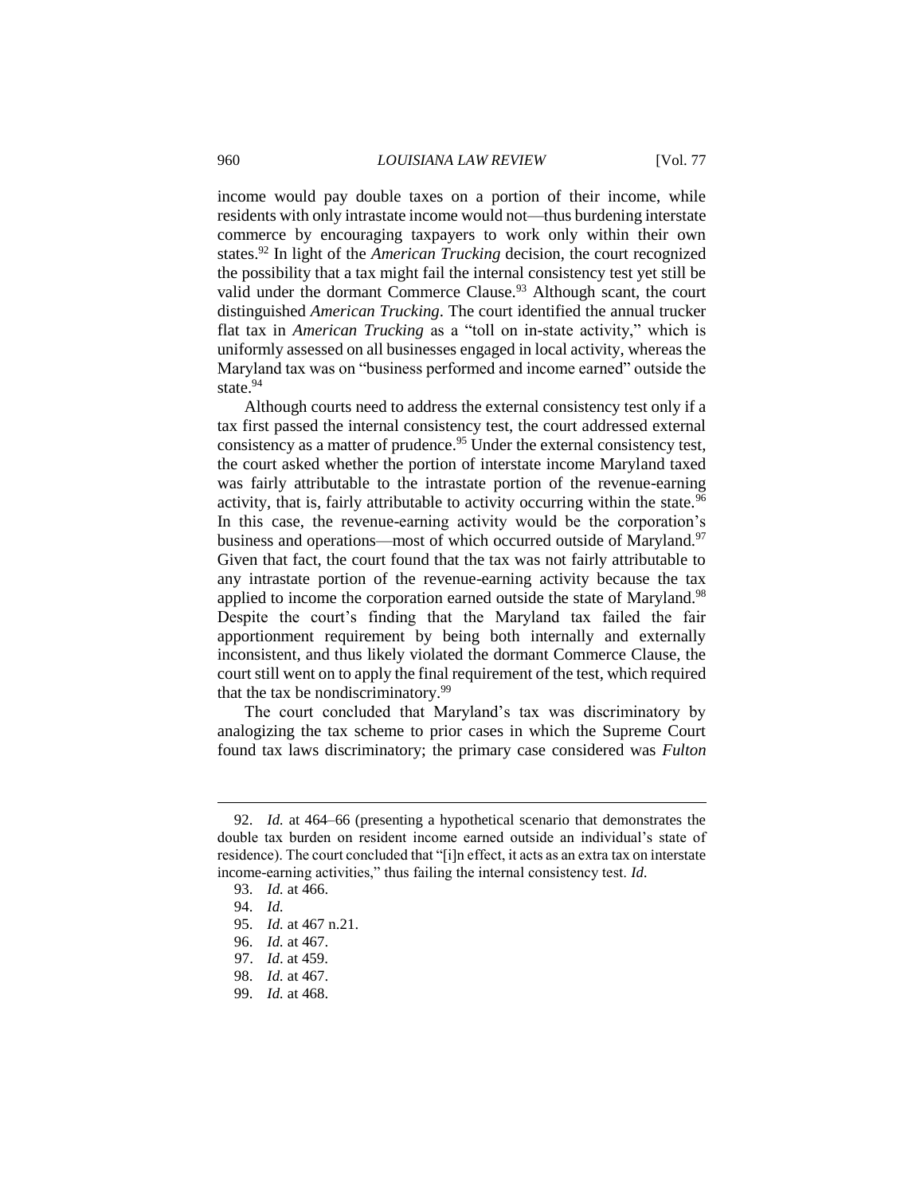income would pay double taxes on a portion of their income, while residents with only intrastate income would not—thus burdening interstate commerce by encouraging taxpayers to work only within their own states.[92] In light of the *American Trucking* decision, the court recognized the possibility that a tax might fail the internal consistency test yet still be valid under the dormant Commerce Clause.[93] Although scant, the court distinguished *American Trucking*. The court identified the annual trucker flat tax in *American Trucking* as a "toll on in-state activity," which is uniformly assessed on all businesses engaged in local activity, whereas the Maryland tax was on "business performed and income earned" outside the state.[94]

Although courts need to address the external consistency test only if a tax first passed the internal consistency test, the court addressed external consistency as a matter of prudence.[95] Under the external consistency test, the court asked whether the portion of interstate income Maryland taxed was fairly attributable to the intrastate portion of the revenue-earning activity, that is, fairly attributable to activity occurring within the state.[96] In this case, the revenue-earning activity would be the corporation's business and operations—most of which occurred outside of Maryland.[97] Given that fact, the court found that the tax was not fairly attributable to any intrastate portion of the revenue-earning activity because the tax applied to income the corporation earned outside the state of Maryland.[98] Despite the court's finding that the Maryland tax failed the fair apportionment requirement by being both internally and externally inconsistent, and thus likely violated the dormant Commerce Clause, the court still went on to apply the final requirement of the test, which required that the tax be nondiscriminatory.[99]

The court concluded that Maryland's tax was discriminatory by analogizing the tax scheme to prior cases in which the Supreme Court found tax laws discriminatory; the primary case considered was *Fulton*

---

92. *Id.* at 464–66 (presenting a hypothetical scenario that demonstrates the double tax burden on resident income earned outside an individual's state of residence). The court concluded that "[i]n effect, it acts as an extra tax on interstate income-earning activities," thus failing the internal consistency test. *Id.*

93. *Id.* at 466.

94. *Id.*

95. *Id.* at 467 n.21.

96. *Id.* at 467.

97. *Id*. at 459.

98. *Id.* at 467.

99. *Id.* at 468.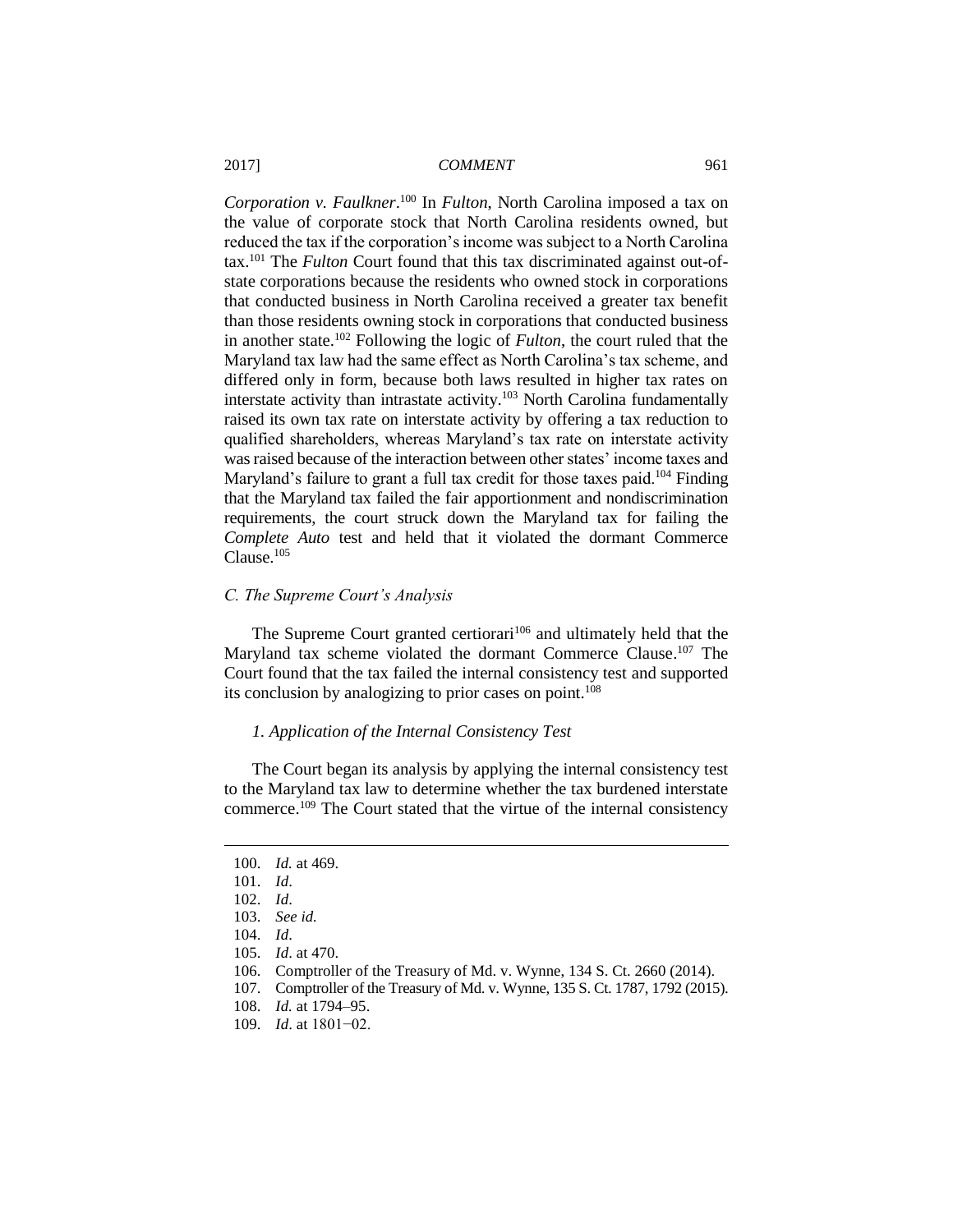*Corporation v. Faulkner*.[100] In *Fulton*, North Carolina imposed a tax on the value of corporate stock that North Carolina residents owned, but reduced the tax if the corporation's income was subject to a North Carolina tax.[101] The *Fulton* Court found that this tax discriminated against out-of-state corporations because the residents who owned stock in corporations that conducted business in North Carolina received a greater tax benefit than those residents owning stock in corporations that conducted business in another state.[102] Following the logic of *Fulton*, the court ruled that the Maryland tax law had the same effect as North Carolina's tax scheme, and differed only in form, because both laws resulted in higher tax rates on interstate activity than intrastate activity.[103] North Carolina fundamentally raised its own tax rate on interstate activity by offering a tax reduction to qualified shareholders, whereas Maryland's tax rate on interstate activity was raised because of the interaction between other states' income taxes and Maryland's failure to grant a full tax credit for those taxes paid.[104] Finding that the Maryland tax failed the fair apportionment and nondiscrimination requirements, the court struck down the Maryland tax for failing the *Complete Auto* test and held that it violated the dormant Commerce Clause.[105]

### *C. The Supreme Court's Analysis*

The Supreme Court granted certiorari[106] and ultimately held that the Maryland tax scheme violated the dormant Commerce Clause.[107] The Court found that the tax failed the internal consistency test and supported its conclusion by analogizing to prior cases on point.[108]

#### *1. Application of the Internal Consistency Test*

The Court began its analysis by applying the internal consistency test to the Maryland tax law to determine whether the tax burdened interstate commerce.[109] The Court stated that the virtue of the internal consistency

---

100. *Id.* at 469.
101. *Id*.
102. *Id*.
103. *See id.*
104. *Id*.
105. *Id*. at 470.
106. Comptroller of the Treasury of Md. v. Wynne, 134 S. Ct. 2660 (2014).
107. Comptroller of the Treasury of Md. v. Wynne, 135 S. Ct. 1787, 1792 (2015).
108. *Id.* at 1794–95.
109. *Id*. at 1801−02.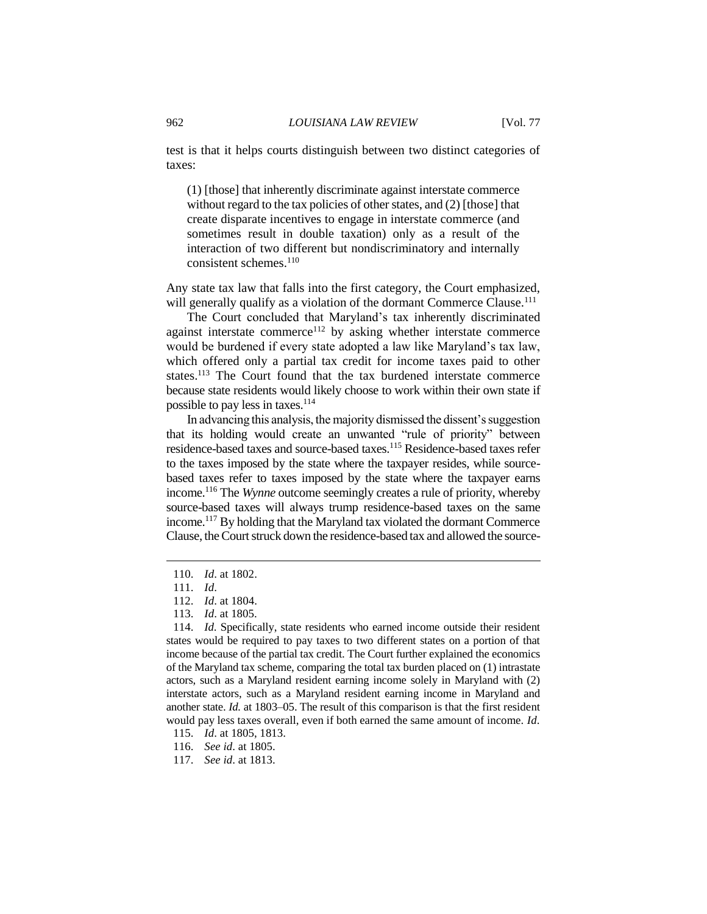test is that it helps courts distinguish between two distinct categories of taxes:

> (1) [those] that inherently discriminate against interstate commerce without regard to the tax policies of other states, and (2) [those] that create disparate incentives to engage in interstate commerce (and sometimes result in double taxation) only as a result of the interaction of two different but nondiscriminatory and internally consistent schemes.[110]

Any state tax law that falls into the first category, the Court emphasized, will generally qualify as a violation of the dormant Commerce Clause.[111]

The Court concluded that Maryland's tax inherently discriminated against interstate commerce[112] by asking whether interstate commerce would be burdened if every state adopted a law like Maryland's tax law, which offered only a partial tax credit for income taxes paid to other states.[113] The Court found that the tax burdened interstate commerce because state residents would likely choose to work within their own state if possible to pay less in taxes.[114]

In advancing this analysis, the majority dismissed the dissent's suggestion that its holding would create an unwanted "rule of priority" between residence-based taxes and source-based taxes.[115] Residence-based taxes refer to the taxes imposed by the state where the taxpayer resides, while source-based taxes refer to taxes imposed by the state where the taxpayer earns income.[116] The *Wynne* outcome seemingly creates a rule of priority, whereby source-based taxes will always trump residence-based taxes on the same income.[117] By holding that the Maryland tax violated the dormant Commerce Clause, the Court struck down the residence-based tax and allowed the source-

---

110. *Id*. at 1802.

111. *Id*.

112. *Id*. at 1804.

113. *Id*. at 1805.

114. *Id.* Specifically, state residents who earned income outside their resident states would be required to pay taxes to two different states on a portion of that income because of the partial tax credit. The Court further explained the economics of the Maryland tax scheme, comparing the total tax burden placed on (1) intrastate actors, such as a Maryland resident earning income solely in Maryland with (2) interstate actors, such as a Maryland resident earning income in Maryland and another state. *Id.* at 1803–05. The result of this comparison is that the first resident would pay less taxes overall, even if both earned the same amount of income. *Id*.

115. *Id*. at 1805, 1813.

116. *See id*. at 1805.

117. *See id*. at 1813.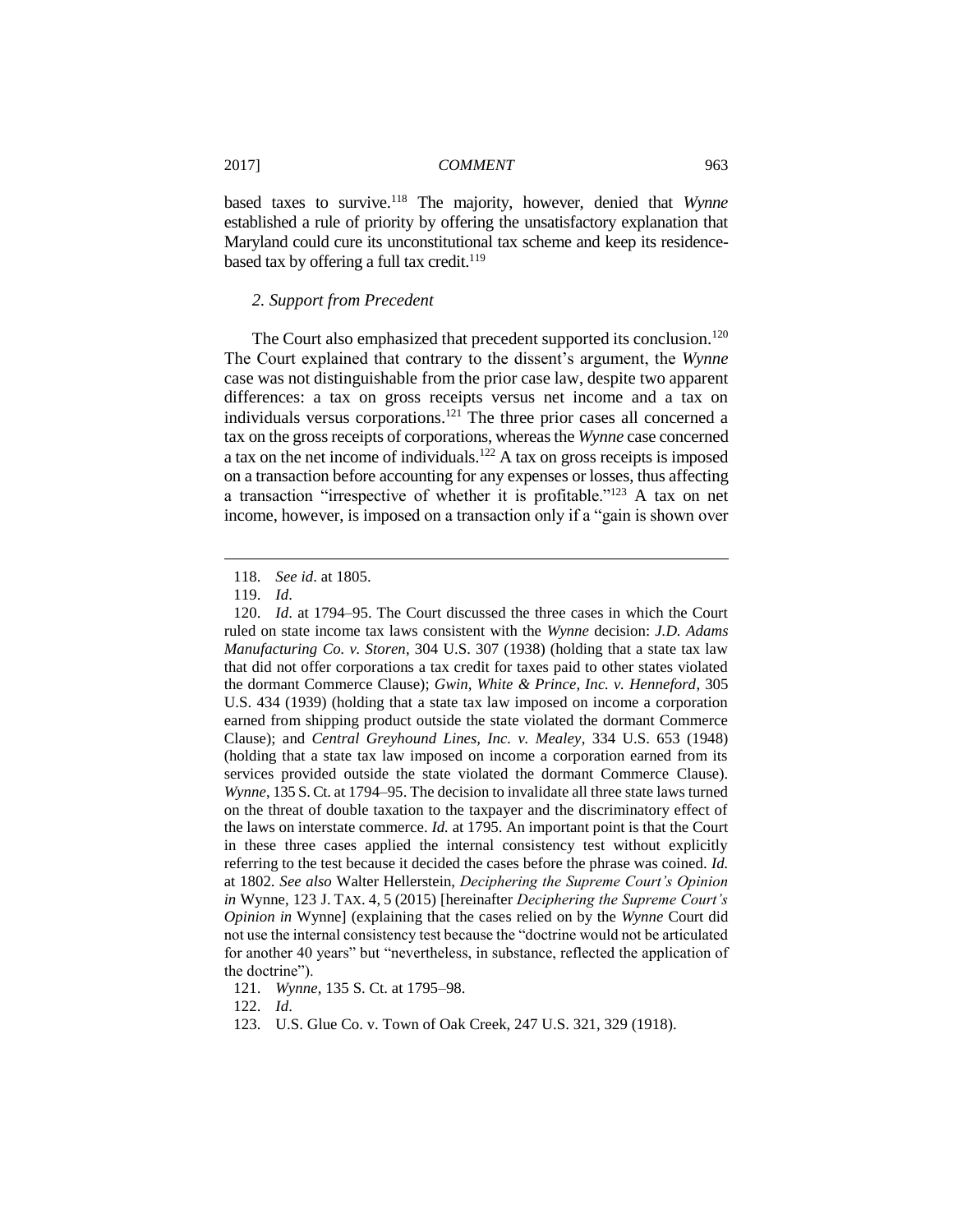based taxes to survive.[118] The majority, however, denied that *Wynne* established a rule of priority by offering the unsatisfactory explanation that Maryland could cure its unconstitutional tax scheme and keep its residence-based tax by offering a full tax credit.[119]

### *2. Support from Precedent*

The Court also emphasized that precedent supported its conclusion.[120] The Court explained that contrary to the dissent's argument, the *Wynne* case was not distinguishable from the prior case law, despite two apparent differences: a tax on gross receipts versus net income and a tax on individuals versus corporations.[121] The three prior cases all concerned a tax on the gross receipts of corporations, whereas the *Wynne* case concerned a tax on the net income of individuals.[122] A tax on gross receipts is imposed on a transaction before accounting for any expenses or losses, thus affecting a transaction "irrespective of whether it is profitable."[123] A tax on net income, however, is imposed on a transaction only if a "gain is shown over

---

118. *See id*. at 1805.

119. *Id*.

120. *Id*. at 1794–95. The Court discussed the three cases in which the Court ruled on state income tax laws consistent with the *Wynne* decision: *J.D. Adams Manufacturing Co. v. Storen*, 304 U.S. 307 (1938) (holding that a state tax law that did not offer corporations a tax credit for taxes paid to other states violated the dormant Commerce Clause); *Gwin, White & Prince, Inc. v. Henneford*, 305 U.S. 434 (1939) (holding that a state tax law imposed on income a corporation earned from shipping product outside the state violated the dormant Commerce Clause); and *Central Greyhound Lines, Inc. v. Mealey*, 334 U.S. 653 (1948) (holding that a state tax law imposed on income a corporation earned from its services provided outside the state violated the dormant Commerce Clause). *Wynne*, 135 S. Ct. at 1794–95. The decision to invalidate all three state laws turned on the threat of double taxation to the taxpayer and the discriminatory effect of the laws on interstate commerce. *Id.* at 1795. An important point is that the Court in these three cases applied the internal consistency test without explicitly referring to the test because it decided the cases before the phrase was coined. *Id.* at 1802. *See also* Walter Hellerstein, *Deciphering the Supreme Court's Opinion in* Wynne, 123 J. TAX. 4, 5 (2015) [hereinafter *Deciphering the Supreme Court's Opinion in* Wynne] (explaining that the cases relied on by the *Wynne* Court did not use the internal consistency test because the "doctrine would not be articulated for another 40 years" but "nevertheless, in substance, reflected the application of the doctrine").

121. *Wynne*, 135 S. Ct. at 1795–98.

122. *Id*.

123. U.S. Glue Co. v. Town of Oak Creek, 247 U.S. 321, 329 (1918).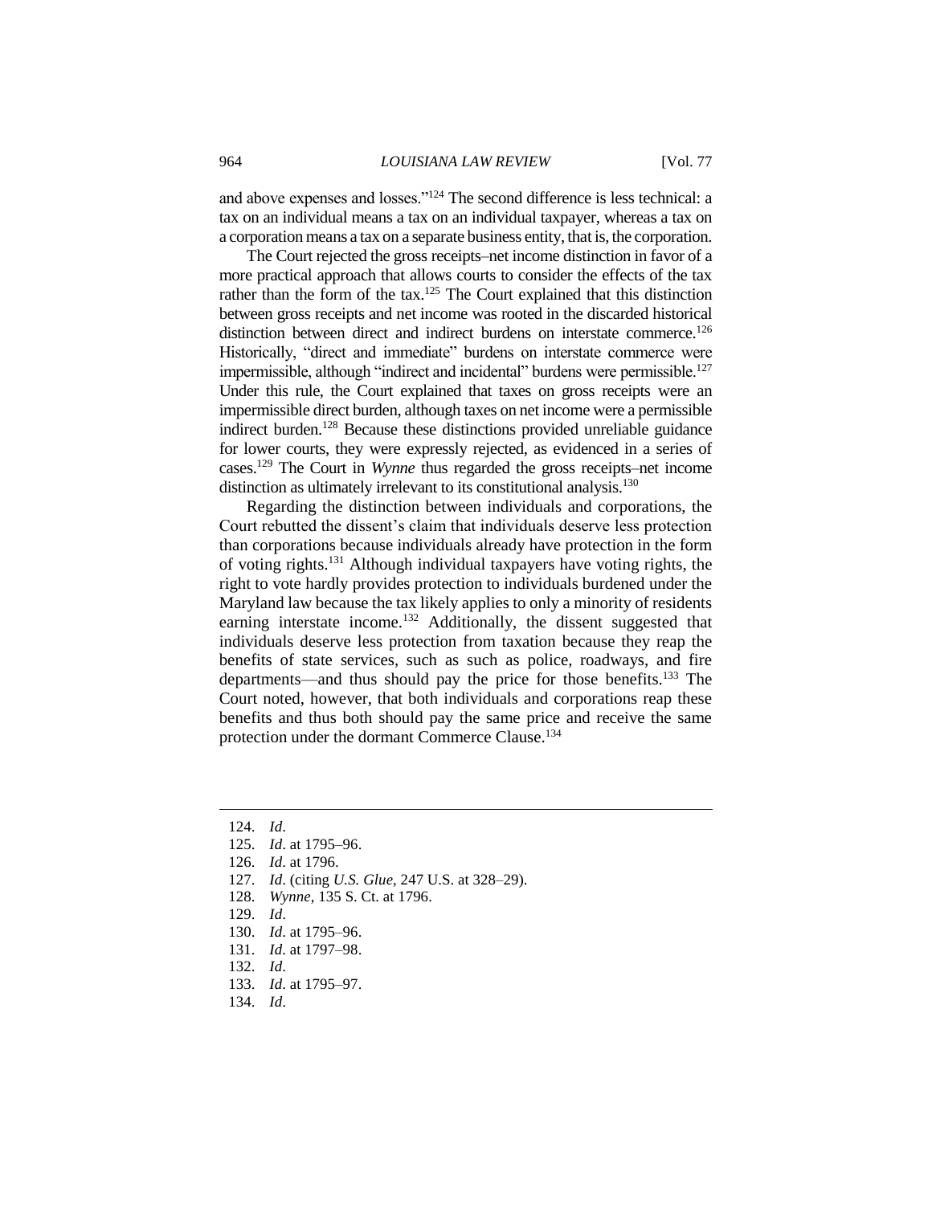and above expenses and losses."[124] The second difference is less technical: a tax on an individual means a tax on an individual taxpayer, whereas a tax on a corporation means a tax on a separate business entity, that is, the corporation.

The Court rejected the gross receipts–net income distinction in favor of a more practical approach that allows courts to consider the effects of the tax rather than the form of the tax.[125] The Court explained that this distinction between gross receipts and net income was rooted in the discarded historical distinction between direct and indirect burdens on interstate commerce.[126] Historically, "direct and immediate" burdens on interstate commerce were impermissible, although "indirect and incidental" burdens were permissible.[127] Under this rule, the Court explained that taxes on gross receipts were an impermissible direct burden, although taxes on net income were a permissible indirect burden.[128] Because these distinctions provided unreliable guidance for lower courts, they were expressly rejected, as evidenced in a series of cases.[129] The Court in *Wynne* thus regarded the gross receipts–net income distinction as ultimately irrelevant to its constitutional analysis.[130]

Regarding the distinction between individuals and corporations, the Court rebutted the dissent's claim that individuals deserve less protection than corporations because individuals already have protection in the form of voting rights.[131] Although individual taxpayers have voting rights, the right to vote hardly provides protection to individuals burdened under the Maryland law because the tax likely applies to only a minority of residents earning interstate income.[132] Additionally, the dissent suggested that individuals deserve less protection from taxation because they reap the benefits of state services, such as such as police, roadways, and fire departments—and thus should pay the price for those benefits.[133] The Court noted, however, that both individuals and corporations reap these benefits and thus both should pay the same price and receive the same protection under the dormant Commerce Clause.[134]

---

124. *Id*.
125. *Id*. at 1795–96.
126. *Id*. at 1796.
127. *Id*. (citing *U.S. Glue*, 247 U.S. at 328–29).
128. *Wynne*, 135 S. Ct. at 1796.
129. *Id*.
130. *Id*. at 1795–96.
131. *Id*. at 1797–98.
132. *Id*.
133. *Id*. at 1795–97.
134. *Id*.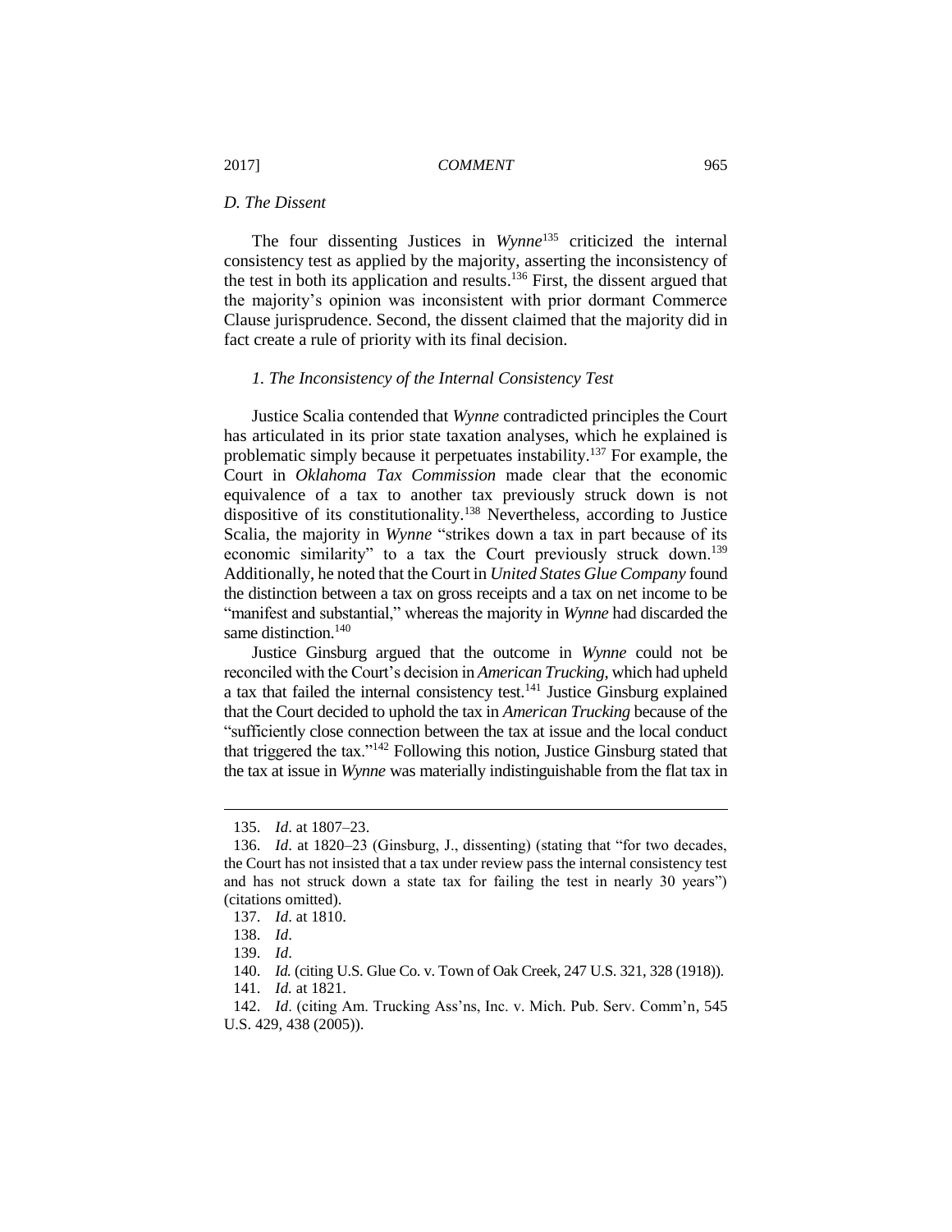### *D. The Dissent*

The four dissenting Justices in *Wynne*[135] criticized the internal consistency test as applied by the majority, asserting the inconsistency of the test in both its application and results.[136] First, the dissent argued that the majority's opinion was inconsistent with prior dormant Commerce Clause jurisprudence. Second, the dissent claimed that the majority did in fact create a rule of priority with its final decision.

#### *1. The Inconsistency of the Internal Consistency Test*

Justice Scalia contended that *Wynne* contradicted principles the Court has articulated in its prior state taxation analyses, which he explained is problematic simply because it perpetuates instability.[137] For example, the Court in *Oklahoma Tax Commission* made clear that the economic equivalence of a tax to another tax previously struck down is not dispositive of its constitutionality.[138] Nevertheless, according to Justice Scalia, the majority in *Wynne* "strikes down a tax in part because of its economic similarity" to a tax the Court previously struck down.[139] Additionally, he noted that the Court in *United States Glue Company* found the distinction between a tax on gross receipts and a tax on net income to be "manifest and substantial," whereas the majority in *Wynne* had discarded the same distinction.[140]

Justice Ginsburg argued that the outcome in *Wynne* could not be reconciled with the Court's decision in *American Trucking*, which had upheld a tax that failed the internal consistency test.[141] Justice Ginsburg explained that the Court decided to uphold the tax in *American Trucking* because of the "sufficiently close connection between the tax at issue and the local conduct that triggered the tax."[142] Following this notion, Justice Ginsburg stated that the tax at issue in *Wynne* was materially indistinguishable from the flat tax in

---

135. *Id*. at 1807–23.

136. *Id*. at 1820–23 (Ginsburg, J., dissenting) (stating that "for two decades, the Court has not insisted that a tax under review pass the internal consistency test and has not struck down a state tax for failing the test in nearly 30 years") (citations omitted).

137. *Id*. at 1810.

138. *Id*.

139. *Id*.

140. *Id.* (citing U.S. Glue Co. v. Town of Oak Creek, 247 U.S. 321, 328 (1918)).

141. *Id.* at 1821.

142. *Id*. (citing Am. Trucking Ass'ns, Inc. v. Mich. Pub. Serv. Comm'n, 545 U.S. 429, 438 (2005)).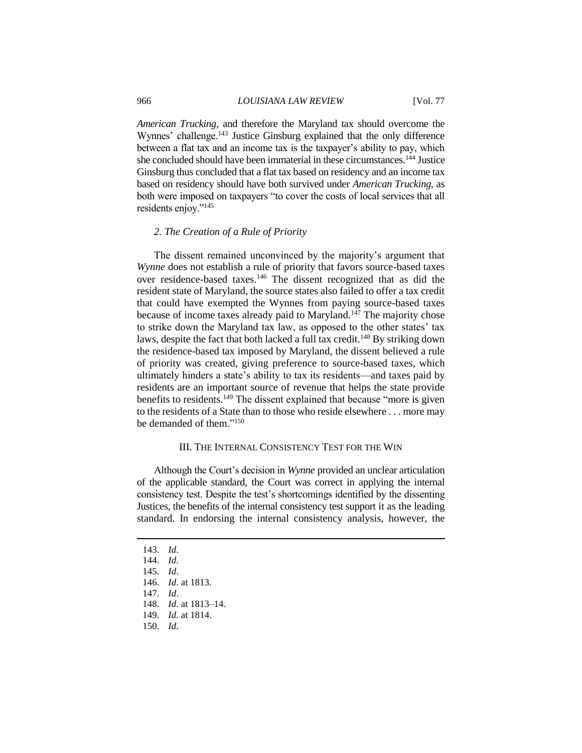*American Trucking*, and therefore the Maryland tax should overcome the Wynnes' challenge.[143] Justice Ginsburg explained that the only difference between a flat tax and an income tax is the taxpayer's ability to pay, which she concluded should have been immaterial in these circumstances.[144] Justice Ginsburg thus concluded that a flat tax based on residency and an income tax based on residency should have both survived under *American Trucking*, as both were imposed on taxpayers "to cover the costs of local services that all residents enjoy."[145]

### *2. The Creation of a Rule of Priority*

The dissent remained unconvinced by the majority's argument that *Wynne* does not establish a rule of priority that favors source-based taxes over residence-based taxes.[146] The dissent recognized that as did the resident state of Maryland, the source states also failed to offer a tax credit that could have exempted the Wynnes from paying source-based taxes because of income taxes already paid to Maryland.[147] The majority chose to strike down the Maryland tax law, as opposed to the other states' tax laws, despite the fact that both lacked a full tax credit.[148] By striking down the residence-based tax imposed by Maryland, the dissent believed a rule of priority was created, giving preference to source-based taxes, which ultimately hinders a state's ability to tax its residents—and taxes paid by residents are an important source of revenue that helps the state provide benefits to residents.[149] The dissent explained that because "more is given to the residents of a State than to those who reside elsewhere . . . more may be demanded of them."[150]

## III. The Internal Consistency Test for the Win

Although the Court's decision in *Wynne* provided an unclear articulation of the applicable standard, the Court was correct in applying the internal consistency test. Despite the test's shortcomings identified by the dissenting Justices, the benefits of the internal consistency test support it as the leading standard. In endorsing the internal consistency analysis, however, the

---

143. *Id*.
144. *Id*.
145. *Id*.
146. *Id*. at 1813.
147. *Id*.
148. *Id*. at 1813–14.
149. *Id*. at 1814.
150. *Id*.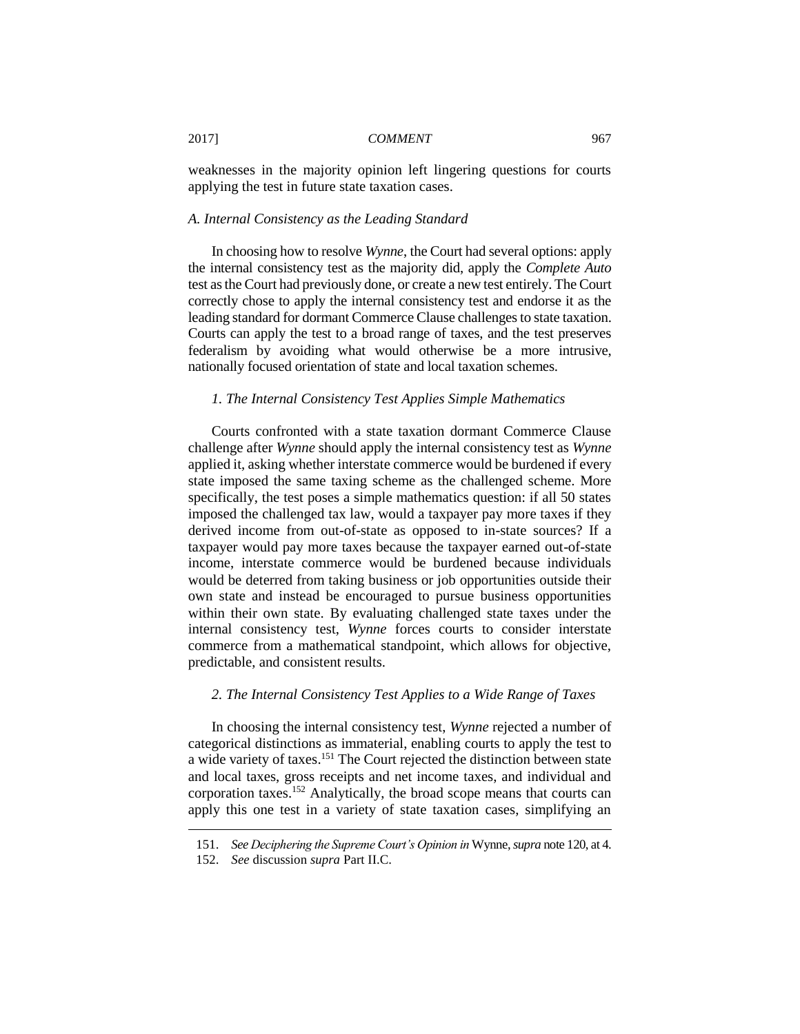weaknesses in the majority opinion left lingering questions for courts applying the test in future state taxation cases.

### *A. Internal Consistency as the Leading Standard*

In choosing how to resolve *Wynne*, the Court had several options: apply the internal consistency test as the majority did, apply the *Complete Auto* test as the Court had previously done, or create a new test entirely. The Court correctly chose to apply the internal consistency test and endorse it as the leading standard for dormant Commerce Clause challenges to state taxation. Courts can apply the test to a broad range of taxes, and the test preserves federalism by avoiding what would otherwise be a more intrusive, nationally focused orientation of state and local taxation schemes.

#### *1. The Internal Consistency Test Applies Simple Mathematics*

Courts confronted with a state taxation dormant Commerce Clause challenge after *Wynne* should apply the internal consistency test as *Wynne* applied it, asking whether interstate commerce would be burdened if every state imposed the same taxing scheme as the challenged scheme. More specifically, the test poses a simple mathematics question: if all 50 states imposed the challenged tax law, would a taxpayer pay more taxes if they derived income from out-of-state as opposed to in-state sources? If a taxpayer would pay more taxes because the taxpayer earned out-of-state income, interstate commerce would be burdened because individuals would be deterred from taking business or job opportunities outside their own state and instead be encouraged to pursue business opportunities within their own state. By evaluating challenged state taxes under the internal consistency test, *Wynne* forces courts to consider interstate commerce from a mathematical standpoint, which allows for objective, predictable, and consistent results.

#### *2. The Internal Consistency Test Applies to a Wide Range of Taxes*

In choosing the internal consistency test, *Wynne* rejected a number of categorical distinctions as immaterial, enabling courts to apply the test to a wide variety of taxes.[151] The Court rejected the distinction between state and local taxes, gross receipts and net income taxes, and individual and corporation taxes.[152] Analytically, the broad scope means that courts can apply this one test in a variety of state taxation cases, simplifying an

---

151. *See Deciphering the Supreme Court's Opinion in* Wynne, *supra* note 120, at 4.

152. *See* discussion *supra* Part II.C.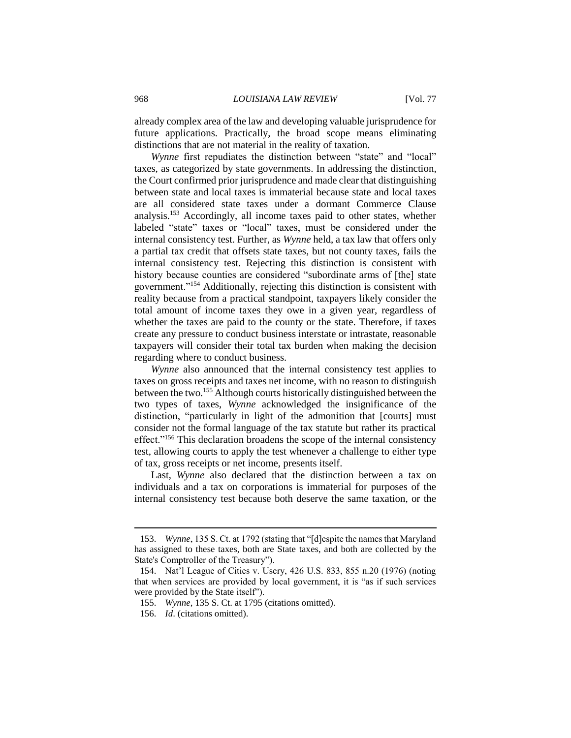already complex area of the law and developing valuable jurisprudence for future applications. Practically, the broad scope means eliminating distinctions that are not material in the reality of taxation.

*Wynne* first repudiates the distinction between "state" and "local" taxes, as categorized by state governments. In addressing the distinction, the Court confirmed prior jurisprudence and made clear that distinguishing between state and local taxes is immaterial because state and local taxes are all considered state taxes under a dormant Commerce Clause analysis.[153] Accordingly, all income taxes paid to other states, whether labeled "state" taxes or "local" taxes, must be considered under the internal consistency test. Further, as *Wynne* held, a tax law that offers only a partial tax credit that offsets state taxes, but not county taxes, fails the internal consistency test. Rejecting this distinction is consistent with history because counties are considered "subordinate arms of [the] state government."[154] Additionally, rejecting this distinction is consistent with reality because from a practical standpoint, taxpayers likely consider the total amount of income taxes they owe in a given year, regardless of whether the taxes are paid to the county or the state. Therefore, if taxes create any pressure to conduct business interstate or intrastate, reasonable taxpayers will consider their total tax burden when making the decision regarding where to conduct business.

*Wynne* also announced that the internal consistency test applies to taxes on gross receipts and taxes net income, with no reason to distinguish between the two.[155] Although courts historically distinguished between the two types of taxes, *Wynne* acknowledged the insignificance of the distinction, "particularly in light of the admonition that [courts] must consider not the formal language of the tax statute but rather its practical effect."[156] This declaration broadens the scope of the internal consistency test, allowing courts to apply the test whenever a challenge to either type of tax, gross receipts or net income, presents itself.

Last, *Wynne* also declared that the distinction between a tax on individuals and a tax on corporations is immaterial for purposes of the internal consistency test because both deserve the same taxation, or the

---

153. *Wynne*, 135 S. Ct. at 1792 (stating that "[d]espite the names that Maryland has assigned to these taxes, both are State taxes, and both are collected by the State's Comptroller of the Treasury").

154. Nat'l League of Cities v. Usery, 426 U.S. 833, 855 n.20 (1976) (noting that when services are provided by local government, it is "as if such services were provided by the State itself").

155. *Wynne*, 135 S. Ct. at 1795 (citations omitted).

156. *Id*. (citations omitted).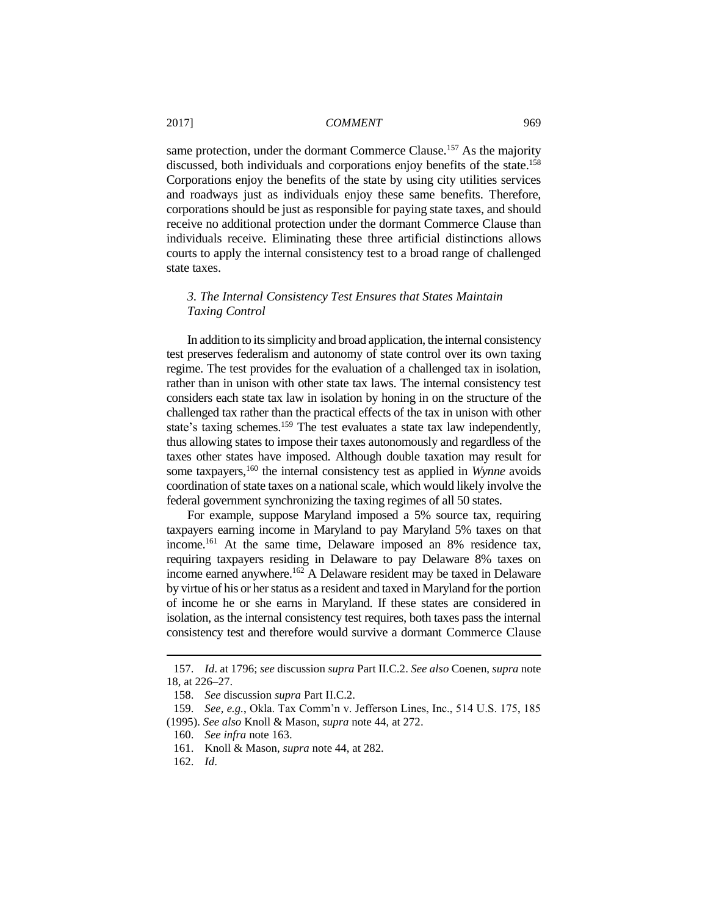same protection, under the dormant Commerce Clause.[157] As the majority discussed, both individuals and corporations enjoy benefits of the state.[158] Corporations enjoy the benefits of the state by using city utilities services and roadways just as individuals enjoy these same benefits. Therefore, corporations should be just as responsible for paying state taxes, and should receive no additional protection under the dormant Commerce Clause than individuals receive. Eliminating these three artificial distinctions allows courts to apply the internal consistency test to a broad range of challenged state taxes.

### *3. The Internal Consistency Test Ensures that States Maintain Taxing Control*

In addition to its simplicity and broad application, the internal consistency test preserves federalism and autonomy of state control over its own taxing regime. The test provides for the evaluation of a challenged tax in isolation, rather than in unison with other state tax laws. The internal consistency test considers each state tax law in isolation by honing in on the structure of the challenged tax rather than the practical effects of the tax in unison with other state's taxing schemes.[159] The test evaluates a state tax law independently, thus allowing states to impose their taxes autonomously and regardless of the taxes other states have imposed. Although double taxation may result for some taxpayers,[160] the internal consistency test as applied in *Wynne* avoids coordination of state taxes on a national scale, which would likely involve the federal government synchronizing the taxing regimes of all 50 states.

For example, suppose Maryland imposed a 5% source tax, requiring taxpayers earning income in Maryland to pay Maryland 5% taxes on that income.[161] At the same time, Delaware imposed an 8% residence tax, requiring taxpayers residing in Delaware to pay Delaware 8% taxes on income earned anywhere.[162] A Delaware resident may be taxed in Delaware by virtue of his or her status as a resident and taxed in Maryland for the portion of income he or she earns in Maryland. If these states are considered in isolation, as the internal consistency test requires, both taxes pass the internal consistency test and therefore would survive a dormant Commerce Clause

---

157. *Id*. at 1796; *see* discussion *supra* Part II.C.2. *See also* Coenen, *supra* note 18, at 226–27.

158. *See* discussion *supra* Part II.C.2.

159. *See, e.g.*, Okla. Tax Comm'n v. Jefferson Lines, Inc., 514 U.S. 175, 185 (1995). *See also* Knoll & Mason, *supra* note 44, at 272.

160. *See infra* note 163.

161. Knoll & Mason, *supra* note 44, at 282.

162. *Id*.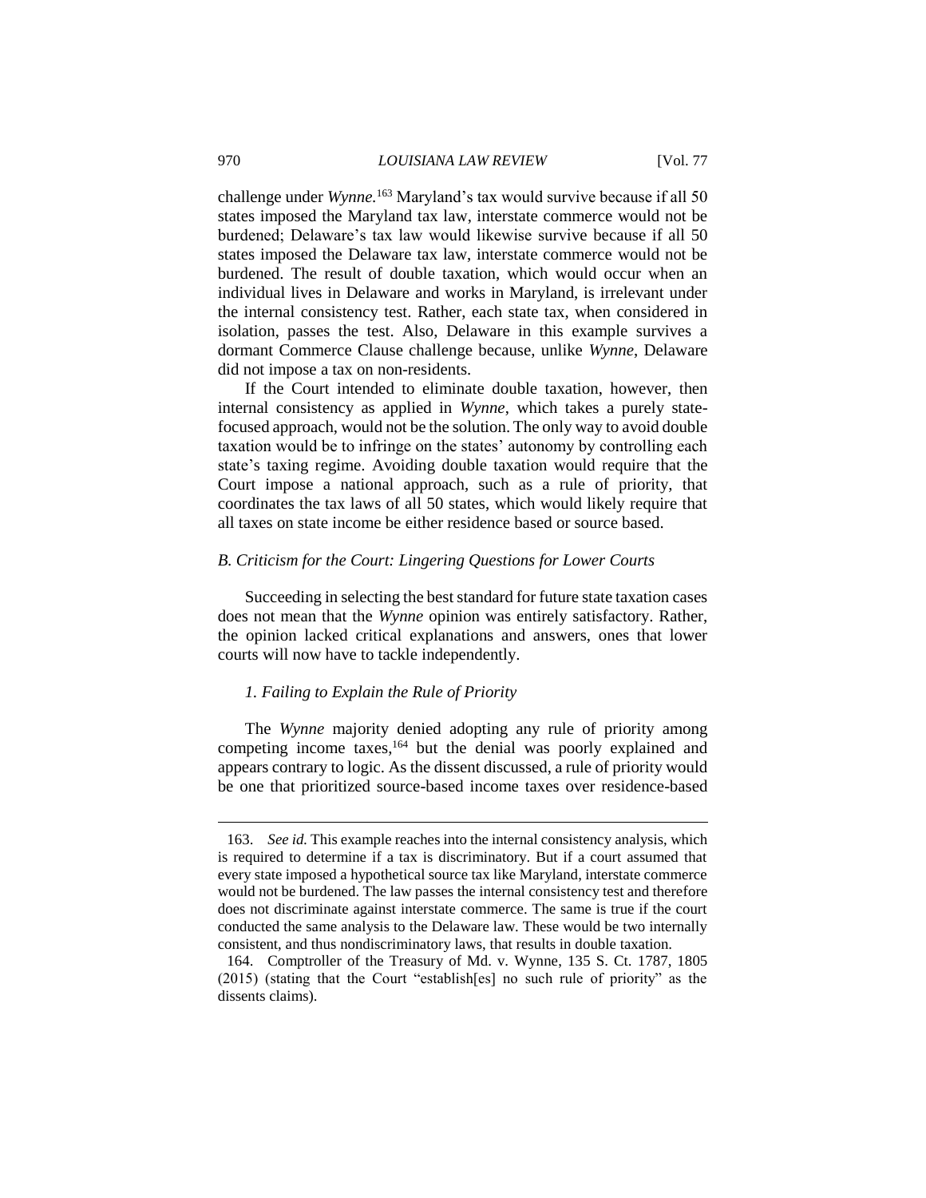challenge under *Wynne*.[163] Maryland's tax would survive because if all 50 states imposed the Maryland tax law, interstate commerce would not be burdened; Delaware's tax law would likewise survive because if all 50 states imposed the Delaware tax law, interstate commerce would not be burdened. The result of double taxation, which would occur when an individual lives in Delaware and works in Maryland, is irrelevant under the internal consistency test. Rather, each state tax, when considered in isolation, passes the test. Also, Delaware in this example survives a dormant Commerce Clause challenge because, unlike *Wynne*, Delaware did not impose a tax on non-residents.

If the Court intended to eliminate double taxation, however, then internal consistency as applied in *Wynne*, which takes a purely state-focused approach, would not be the solution. The only way to avoid double taxation would be to infringe on the states' autonomy by controlling each state's taxing regime. Avoiding double taxation would require that the Court impose a national approach, such as a rule of priority, that coordinates the tax laws of all 50 states, which would likely require that all taxes on state income be either residence based or source based.

### *B. Criticism for the Court: Lingering Questions for Lower Courts*

Succeeding in selecting the best standard for future state taxation cases does not mean that the *Wynne* opinion was entirely satisfactory. Rather, the opinion lacked critical explanations and answers, ones that lower courts will now have to tackle independently.

#### *1. Failing to Explain the Rule of Priority*

The *Wynne* majority denied adopting any rule of priority among competing income taxes,[164] but the denial was poorly explained and appears contrary to logic. As the dissent discussed, a rule of priority would be one that prioritized source-based income taxes over residence-based

---

163. *See id.* This example reaches into the internal consistency analysis, which is required to determine if a tax is discriminatory. But if a court assumed that every state imposed a hypothetical source tax like Maryland, interstate commerce would not be burdened. The law passes the internal consistency test and therefore does not discriminate against interstate commerce. The same is true if the court conducted the same analysis to the Delaware law. These would be two internally consistent, and thus nondiscriminatory laws, that results in double taxation.

164. Comptroller of the Treasury of Md. v. Wynne, 135 S. Ct. 1787, 1805 (2015) (stating that the Court "establish[es] no such rule of priority" as the dissents claims).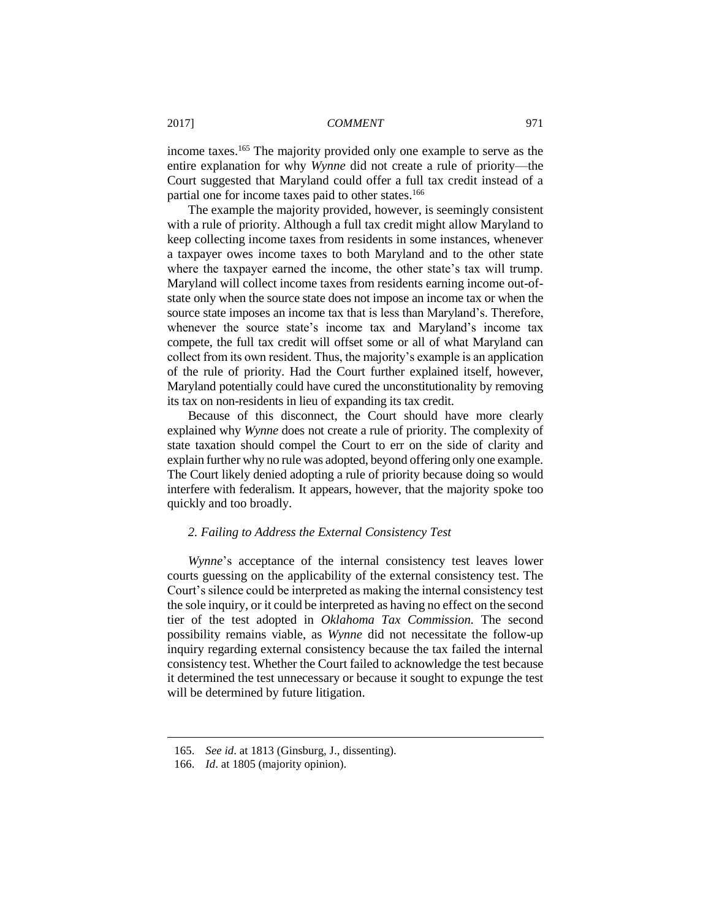income taxes.[165] The majority provided only one example to serve as the entire explanation for why *Wynne* did not create a rule of priority—the Court suggested that Maryland could offer a full tax credit instead of a partial one for income taxes paid to other states.[166]

The example the majority provided, however, is seemingly consistent with a rule of priority. Although a full tax credit might allow Maryland to keep collecting income taxes from residents in some instances, whenever a taxpayer owes income taxes to both Maryland and to the other state where the taxpayer earned the income, the other state's tax will trump. Maryland will collect income taxes from residents earning income out-of-state only when the source state does not impose an income tax or when the source state imposes an income tax that is less than Maryland's. Therefore, whenever the source state's income tax and Maryland's income tax compete, the full tax credit will offset some or all of what Maryland can collect from its own resident. Thus, the majority's example is an application of the rule of priority. Had the Court further explained itself, however, Maryland potentially could have cured the unconstitutionality by removing its tax on non-residents in lieu of expanding its tax credit.

Because of this disconnect, the Court should have more clearly explained why *Wynne* does not create a rule of priority. The complexity of state taxation should compel the Court to err on the side of clarity and explain further why no rule was adopted, beyond offering only one example. The Court likely denied adopting a rule of priority because doing so would interfere with federalism. It appears, however, that the majority spoke too quickly and too broadly.

### *2. Failing to Address the External Consistency Test*

*Wynne*'s acceptance of the internal consistency test leaves lower courts guessing on the applicability of the external consistency test. The Court's silence could be interpreted as making the internal consistency test the sole inquiry, or it could be interpreted as having no effect on the second tier of the test adopted in *Oklahoma Tax Commission.* The second possibility remains viable, as *Wynne* did not necessitate the follow-up inquiry regarding external consistency because the tax failed the internal consistency test. Whether the Court failed to acknowledge the test because it determined the test unnecessary or because it sought to expunge the test will be determined by future litigation.

---

165. *See id*. at 1813 (Ginsburg, J., dissenting).

166. *Id*. at 1805 (majority opinion).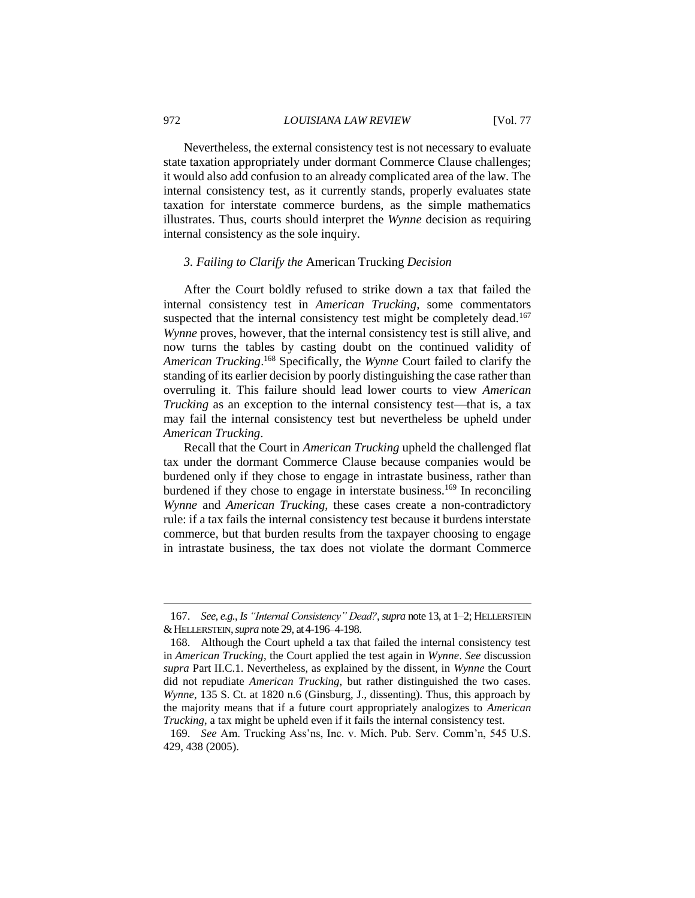Nevertheless, the external consistency test is not necessary to evaluate state taxation appropriately under dormant Commerce Clause challenges; it would also add confusion to an already complicated area of the law. The internal consistency test, as it currently stands, properly evaluates state taxation for interstate commerce burdens, as the simple mathematics illustrates. Thus, courts should interpret the *Wynne* decision as requiring internal consistency as the sole inquiry.

### *3. Failing to Clarify the* American Trucking *Decision*

After the Court boldly refused to strike down a tax that failed the internal consistency test in *American Trucking*, some commentators suspected that the internal consistency test might be completely dead.[167] *Wynne* proves, however, that the internal consistency test is still alive, and now turns the tables by casting doubt on the continued validity of *American Trucking*.[168] Specifically, the *Wynne* Court failed to clarify the standing of its earlier decision by poorly distinguishing the case rather than overruling it. This failure should lead lower courts to view *American Trucking* as an exception to the internal consistency test—that is, a tax may fail the internal consistency test but nevertheless be upheld under *American Trucking*.

Recall that the Court in *American Trucking* upheld the challenged flat tax under the dormant Commerce Clause because companies would be burdened only if they chose to engage in intrastate business, rather than burdened if they chose to engage in interstate business.[169] In reconciling *Wynne* and *American Trucking*, these cases create a non-contradictory rule: if a tax fails the internal consistency test because it burdens interstate commerce, but that burden results from the taxpayer choosing to engage in intrastate business, the tax does not violate the dormant Commerce

---

167. *See, e.g.*, *Is "Internal Consistency" Dead?*, *supra* note 13, at 1–2; HELLERSTEIN & HELLERSTEIN, *supra* note 29, at 4-196–4-198.

168. Although the Court upheld a tax that failed the internal consistency test in *American Trucking*, the Court applied the test again in *Wynne*. *See* discussion *supra* Part II.C.1. Nevertheless, as explained by the dissent, in *Wynne* the Court did not repudiate *American Trucking*, but rather distinguished the two cases. *Wynne*, 135 S. Ct. at 1820 n.6 (Ginsburg, J., dissenting). Thus, this approach by the majority means that if a future court appropriately analogizes to *American Trucking*, a tax might be upheld even if it fails the internal consistency test.

169. *See* Am. Trucking Ass'ns, Inc. v. Mich. Pub. Serv. Comm'n, 545 U.S. 429, 438 (2005).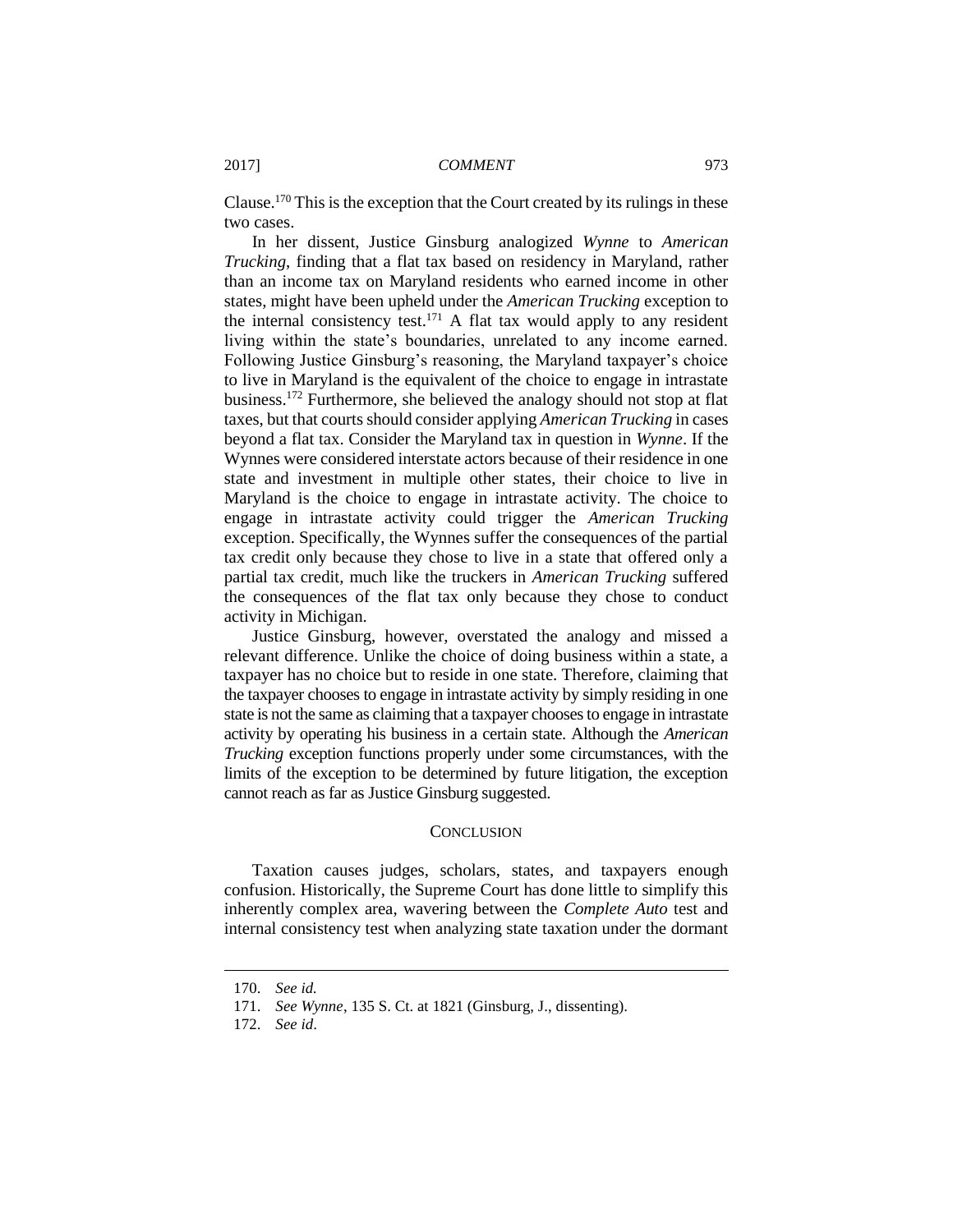Clause.[170] This is the exception that the Court created by its rulings in these two cases.

In her dissent, Justice Ginsburg analogized *Wynne* to *American Trucking*, finding that a flat tax based on residency in Maryland, rather than an income tax on Maryland residents who earned income in other states, might have been upheld under the *American Trucking* exception to the internal consistency test.[171] A flat tax would apply to any resident living within the state's boundaries, unrelated to any income earned. Following Justice Ginsburg's reasoning, the Maryland taxpayer's choice to live in Maryland is the equivalent of the choice to engage in intrastate business.[172] Furthermore, she believed the analogy should not stop at flat taxes, but that courts should consider applying *American Trucking* in cases beyond a flat tax. Consider the Maryland tax in question in *Wynne*. If the Wynnes were considered interstate actors because of their residence in one state and investment in multiple other states, their choice to live in Maryland is the choice to engage in intrastate activity. The choice to engage in intrastate activity could trigger the *American Trucking* exception. Specifically, the Wynnes suffer the consequences of the partial tax credit only because they chose to live in a state that offered only a partial tax credit, much like the truckers in *American Trucking* suffered the consequences of the flat tax only because they chose to conduct activity in Michigan.

Justice Ginsburg, however, overstated the analogy and missed a relevant difference. Unlike the choice of doing business within a state, a taxpayer has no choice but to reside in one state. Therefore, claiming that the taxpayer chooses to engage in intrastate activity by simply residing in one state is not the same as claiming that a taxpayer chooses to engage in intrastate activity by operating his business in a certain state. Although the *American Trucking* exception functions properly under some circumstances, with the limits of the exception to be determined by future litigation, the exception cannot reach as far as Justice Ginsburg suggested.

## CONCLUSION

Taxation causes judges, scholars, states, and taxpayers enough confusion. Historically, the Supreme Court has done little to simplify this inherently complex area, wavering between the *Complete Auto* test and internal consistency test when analyzing state taxation under the dormant

---

170. *See id.*

171. *See Wynne*, 135 S. Ct. at 1821 (Ginsburg, J., dissenting).

172. *See id*.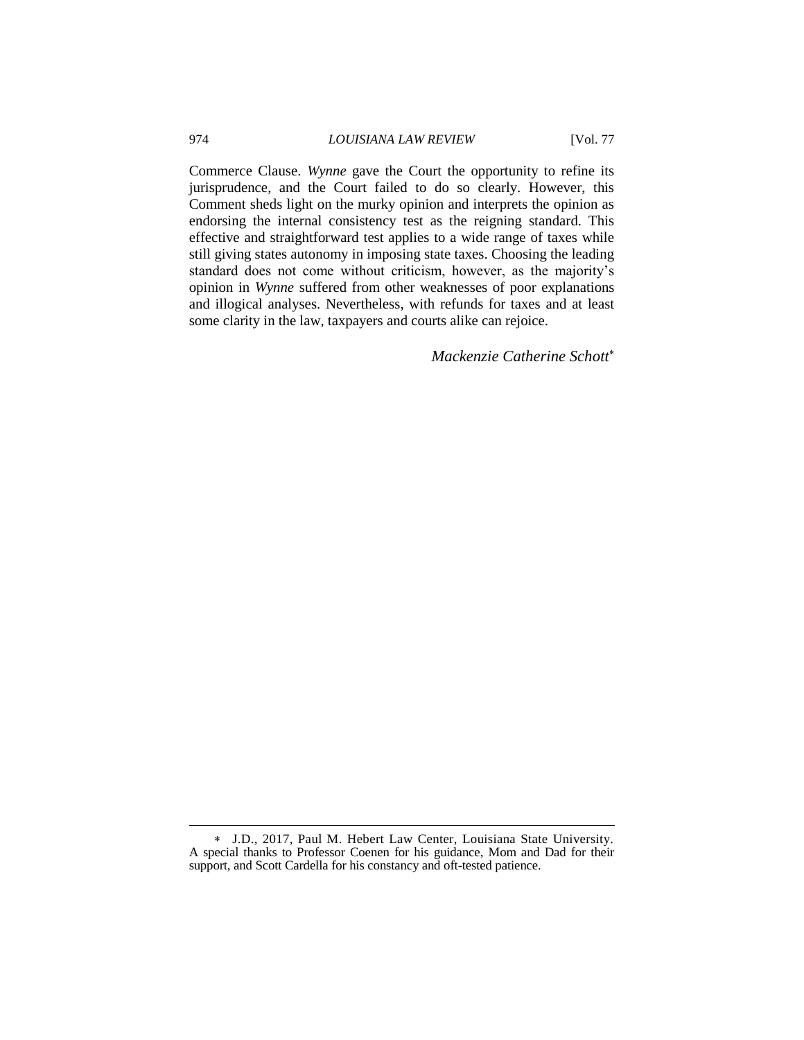Commerce Clause. *Wynne* gave the Court the opportunity to refine its jurisprudence, and the Court failed to do so clearly. However, this Comment sheds light on the murky opinion and interprets the opinion as endorsing the internal consistency test as the reigning standard. This effective and straightforward test applies to a wide range of taxes while still giving states autonomy in imposing state taxes. Choosing the leading standard does not come without criticism, however, as the majority's opinion in *Wynne* suffered from other weaknesses of poor explanations and illogical analyses. Nevertheless, with refunds for taxes and at least some clarity in the law, taxpayers and courts alike can rejoice.

*Mackenzie Catherine Schott*[*]

---

[*] J.D., 2017, Paul M. Hebert Law Center, Louisiana State University. A special thanks to Professor Coenen for his guidance, Mom and Dad for their support, and Scott Cardella for his constancy and oft-tested patience.